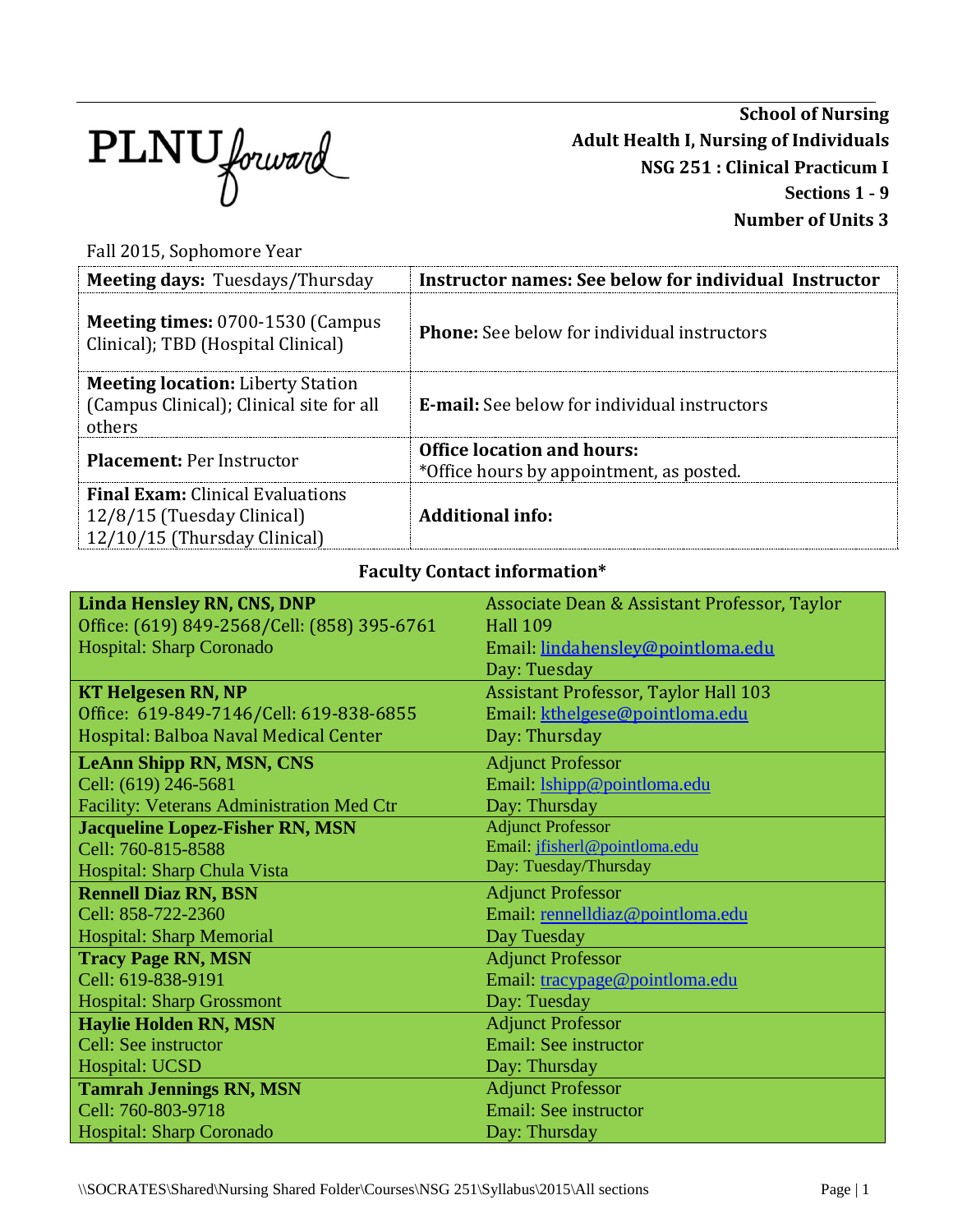PLNU forward

**School of Nursing**
**Adult Health I, Nursing of Individuals**
**NSG 251 : Clinical Practicum I**
**Sections 1 - 9**
**Number of Units 3**

Fall 2015, Sophomore Year

| **Meeting days:** Tuesdays/Thursday | **Instructor names: See below for individual Instructor** |
|---|---|
| **Meeting times:** 0700-1530 (Campus Clinical); TBD (Hospital Clinical) | **Phone:** See below for individual instructors |
| **Meeting location:** Liberty Station (Campus Clinical); Clinical site for all others | **E-mail:** See below for individual instructors |
| **Placement:** Per Instructor | **Office location and hours:** *Office hours by appointment, as posted. |
| **Final Exam:** Clinical Evaluations 12/8/15 (Tuesday Clinical) 12/10/15 (Thursday Clinical) | **Additional info:** |

**Faculty Contact information***

| | |
|---|---|
| **Linda Hensley RN, CNS, DNP**<br>Office: (619) 849-2568/Cell: (858) 395-6761<br>Hospital: Sharp Coronado | Associate Dean & Assistant Professor, Taylor Hall 109<br>Email: lindahensley@pointloma.edu<br>Day: Tuesday |
| **KT Helgesen RN, NP**<br>Office: 619-849-7146/Cell: 619-838-6855<br>Hospital: Balboa Naval Medical Center | Assistant Professor, Taylor Hall 103<br>Email: kthelgese@pointloma.edu<br>Day: Thursday |
| **LeAnn Shipp RN, MSN, CNS**<br>Cell: (619) 246-5681<br>Facility: Veterans Administration Med Ctr | Adjunct Professor<br>Email: lshipp@pointloma.edu<br>Day: Thursday |
| **Jacqueline Lopez-Fisher RN, MSN**<br>Cell: 760-815-8588<br>Hospital: Sharp Chula Vista | Adjunct Professor<br>Email: jfisherl@pointloma.edu<br>Day: Tuesday/Thursday |
| **Rennell Diaz RN, BSN**<br>Cell: 858-722-2360<br>Hospital: Sharp Memorial | Adjunct Professor<br>Email: rennelldiaz@pointloma.edu<br>Day Tuesday |
| **Tracy Page RN, MSN**<br>Cell: 619-838-9191<br>Hospital: Sharp Grossmont | Adjunct Professor<br>Email: tracypage@pointloma.edu<br>Day: Tuesday |
| **Haylie Holden RN, MSN**<br>Cell: See instructor<br>Hospital: UCSD | Adjunct Professor<br>Email: See instructor<br>Day: Thursday |
| **Tamrah Jennings RN, MSN**<br>Cell: 760-803-9718<br>Hospital: Sharp Coronado | Adjunct Professor<br>Email: See instructor<br>Day: Thursday |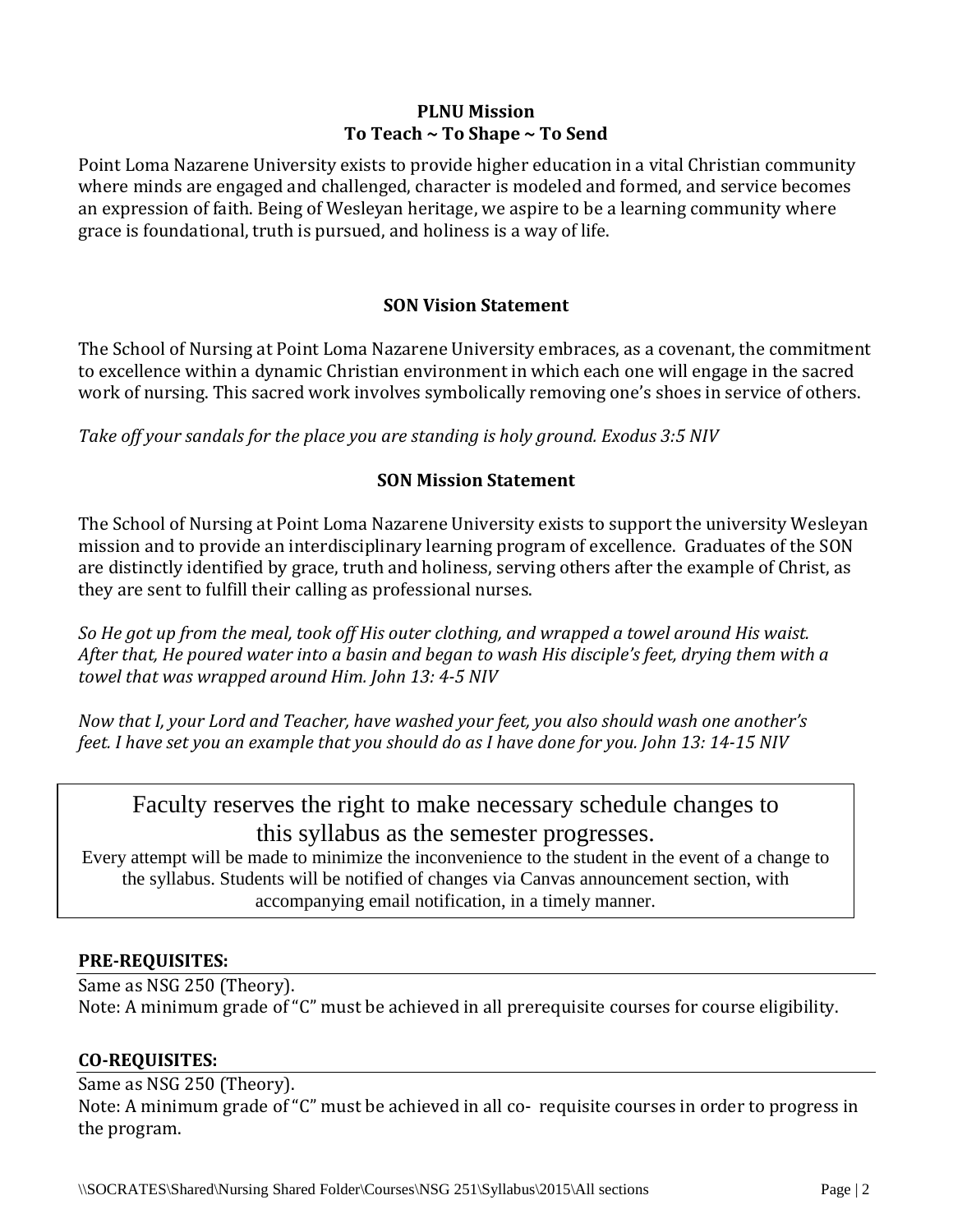**PLNU Mission**
**To Teach ~ To Shape ~ To Send**

Point Loma Nazarene University exists to provide higher education in a vital Christian community where minds are engaged and challenged, character is modeled and formed, and service becomes an expression of faith. Being of Wesleyan heritage, we aspire to be a learning community where grace is foundational, truth is pursued, and holiness is a way of life.

**SON Vision Statement**

The School of Nursing at Point Loma Nazarene University embraces, as a covenant, the commitment to excellence within a dynamic Christian environment in which each one will engage in the sacred work of nursing. This sacred work involves symbolically removing one's shoes in service of others.

*Take off your sandals for the place you are standing is holy ground. Exodus 3:5 NIV*

**SON Mission Statement**

The School of Nursing at Point Loma Nazarene University exists to support the university Wesleyan mission and to provide an interdisciplinary learning program of excellence. Graduates of the SON are distinctly identified by grace, truth and holiness, serving others after the example of Christ, as they are sent to fulfill their calling as professional nurses.

*So He got up from the meal, took off His outer clothing, and wrapped a towel around His waist. After that, He poured water into a basin and began to wash His disciple's feet, drying them with a towel that was wrapped around Him. John 13: 4-5 NIV*

*Now that I, your Lord and Teacher, have washed your feet, you also should wash one another's feet. I have set you an example that you should do as I have done for you. John 13: 14-15 NIV*

Faculty reserves the right to make necessary schedule changes to this syllabus as the semester progresses.

Every attempt will be made to minimize the inconvenience to the student in the event of a change to the syllabus. Students will be notified of changes via Canvas announcement section, with accompanying email notification, in a timely manner.

**PRE-REQUISITES:**

Same as NSG 250 (Theory).
Note: A minimum grade of "C" must be achieved in all prerequisite courses for course eligibility.

**CO-REQUISITES:**

Same as NSG 250 (Theory).
Note: A minimum grade of "C" must be achieved in all co- requisite courses in order to progress in the program.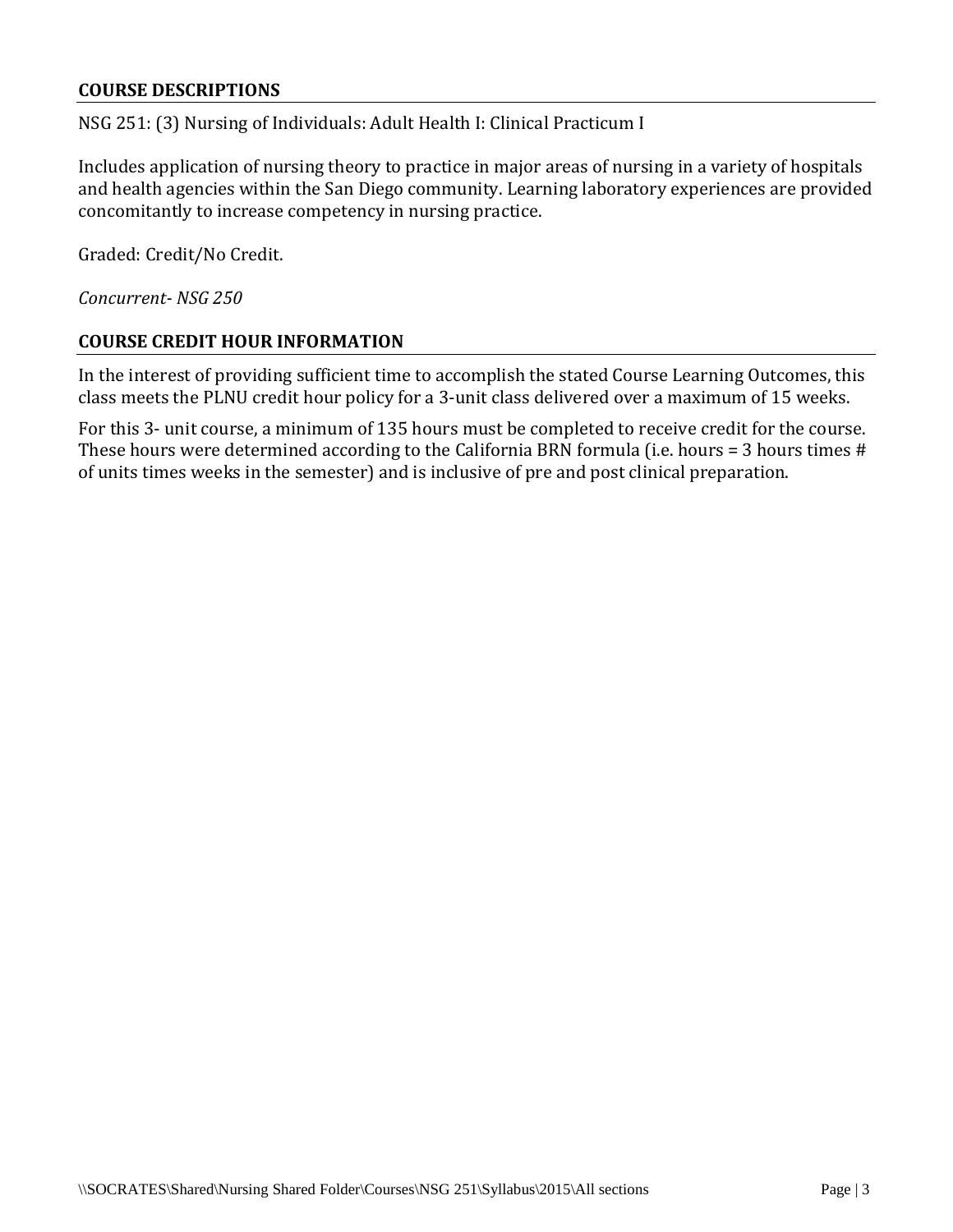## COURSE DESCRIPTIONS

NSG 251: (3) Nursing of Individuals: Adult Health I: Clinical Practicum I

Includes application of nursing theory to practice in major areas of nursing in a variety of hospitals and health agencies within the San Diego community. Learning laboratory experiences are provided concomitantly to increase competency in nursing practice.

Graded: Credit/No Credit.

*Concurrent- NSG 250*

## COURSE CREDIT HOUR INFORMATION

In the interest of providing sufficient time to accomplish the stated Course Learning Outcomes, this class meets the PLNU credit hour policy for a 3-unit class delivered over a maximum of 15 weeks.

For this 3- unit course, a minimum of 135 hours must be completed to receive credit for the course. These hours were determined according to the California BRN formula (i.e. hours = 3 hours times # of units times weeks in the semester) and is inclusive of pre and post clinical preparation.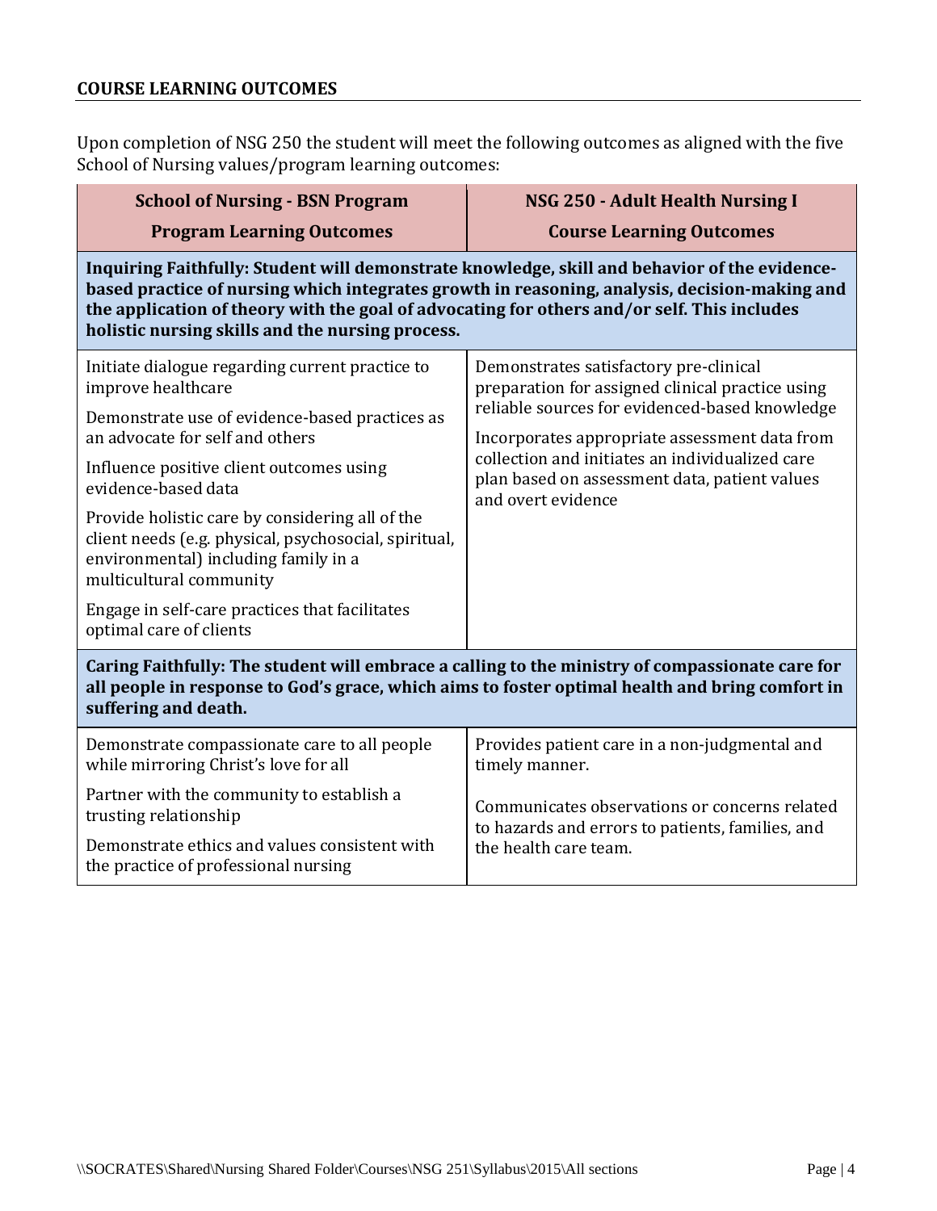## COURSE LEARNING OUTCOMES

Upon completion of NSG 250 the student will meet the following outcomes as aligned with the five School of Nursing values/program learning outcomes:

| School of Nursing - BSN Program Program Learning Outcomes | NSG 250 - Adult Health Nursing I Course Learning Outcomes |
|---|---|
| **Inquiring Faithfully: Student will demonstrate knowledge, skill and behavior of the evidence-based practice of nursing which integrates growth in reasoning, analysis, decision-making and the application of theory with the goal of advocating for others and/or self. This includes holistic nursing skills and the nursing process.** | |
| Initiate dialogue regarding current practice to improve healthcare<br>Demonstrate use of evidence-based practices as an advocate for self and others<br>Influence positive client outcomes using evidence-based data<br>Provide holistic care by considering all of the client needs (e.g. physical, psychosocial, spiritual, environmental) including family in a multicultural community<br>Engage in self-care practices that facilitates optimal care of clients | Demonstrates satisfactory pre-clinical preparation for assigned clinical practice using reliable sources for evidenced-based knowledge<br>Incorporates appropriate assessment data from collection and initiates an individualized care plan based on assessment data, patient values and overt evidence |
| **Caring Faithfully: The student will embrace a calling to the ministry of compassionate care for all people in response to God's grace, which aims to foster optimal health and bring comfort in suffering and death.** | |
| Demonstrate compassionate care to all people while mirroring Christ's love for all<br>Partner with the community to establish a trusting relationship<br>Demonstrate ethics and values consistent with the practice of professional nursing | Provides patient care in a non-judgmental and timely manner.<br>Communicates observations or concerns related to hazards and errors to patients, families, and the health care team. |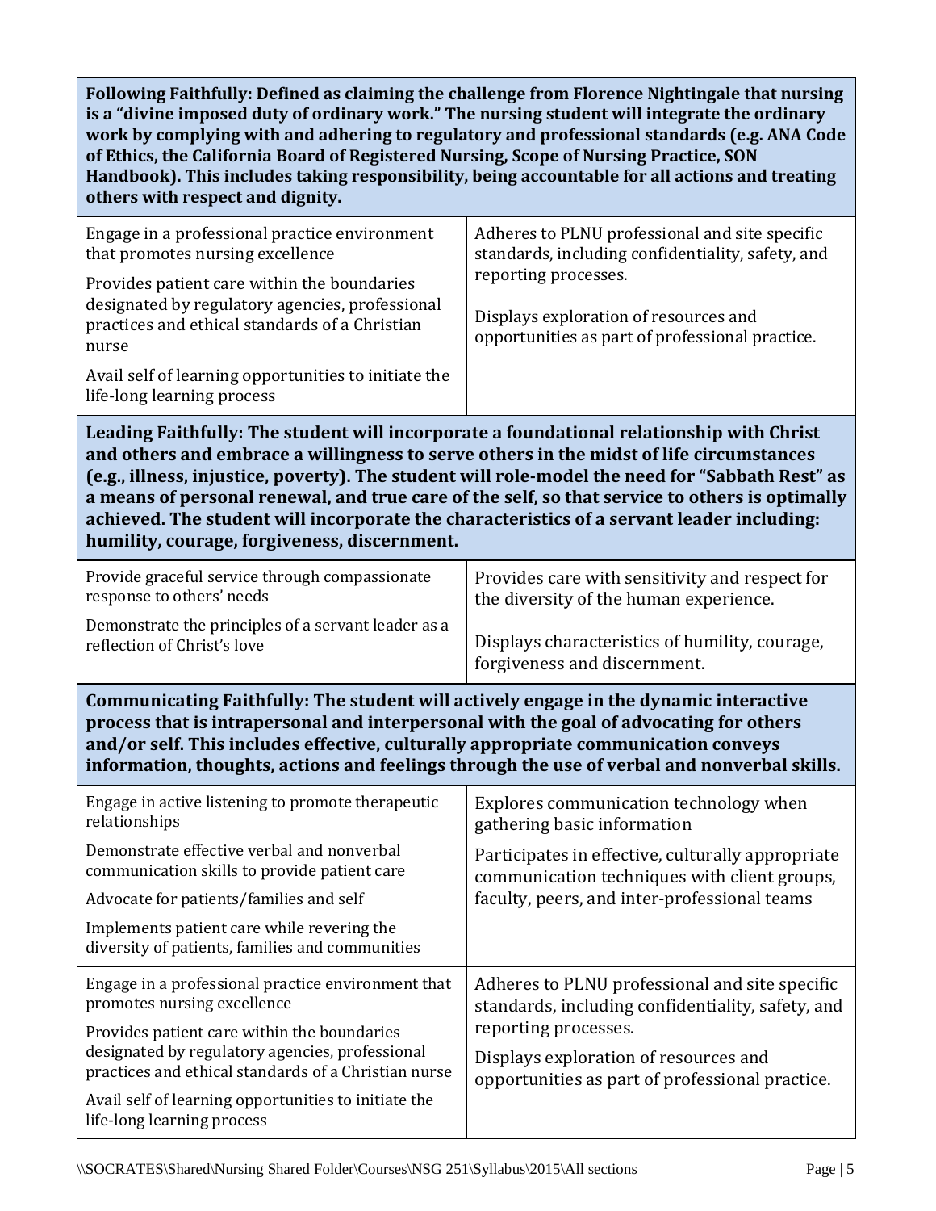| **Following Faithfully: Defined as claiming the challenge from Florence Nightingale that nursing is a "divine imposed duty of ordinary work." The nursing student will integrate the ordinary work by complying with and adhering to regulatory and professional standards (e.g. ANA Code of Ethics, the California Board of Registered Nursing, Scope of Nursing Practice, SON Handbook). This includes taking responsibility, being accountable for all actions and treating others with respect and dignity.** | |
|---|---|
| Engage in a professional practice environment that promotes nursing excellence<br><br>Provides patient care within the boundaries designated by regulatory agencies, professional practices and ethical standards of a Christian nurse<br><br>Avail self of learning opportunities to initiate the life-long learning process | Adheres to PLNU professional and site specific standards, including confidentiality, safety, and reporting processes.<br><br>Displays exploration of resources and opportunities as part of professional practice. |
| **Leading Faithfully: The student will incorporate a foundational relationship with Christ and others and embrace a willingness to serve others in the midst of life circumstances (e.g., illness, injustice, poverty). The student will role-model the need for "Sabbath Rest" as a means of personal renewal, and true care of the self, so that service to others is optimally achieved. The student will incorporate the characteristics of a servant leader including: humility, courage, forgiveness, discernment.** | |
| Provide graceful service through compassionate response to others' needs<br><br>Demonstrate the principles of a servant leader as a reflection of Christ's love | Provides care with sensitivity and respect for the diversity of the human experience.<br><br>Displays characteristics of humility, courage, forgiveness and discernment. |
| **Communicating Faithfully: The student will actively engage in the dynamic interactive process that is intrapersonal and interpersonal with the goal of advocating for others and/or self. This includes effective, culturally appropriate communication conveys information, thoughts, actions and feelings through the use of verbal and nonverbal skills.** | |
| Engage in active listening to promote therapeutic relationships<br><br>Demonstrate effective verbal and nonverbal communication skills to provide patient care<br><br>Advocate for patients/families and self<br><br>Implements patient care while revering the diversity of patients, families and communities | Explores communication technology when gathering basic information<br><br>Participates in effective, culturally appropriate communication techniques with client groups, faculty, peers, and inter-professional teams |
| Engage in a professional practice environment that promotes nursing excellence<br><br>Provides patient care within the boundaries designated by regulatory agencies, professional practices and ethical standards of a Christian nurse<br><br>Avail self of learning opportunities to initiate the life-long learning process | Adheres to PLNU professional and site specific standards, including confidentiality, safety, and reporting processes.<br><br>Displays exploration of resources and opportunities as part of professional practice. |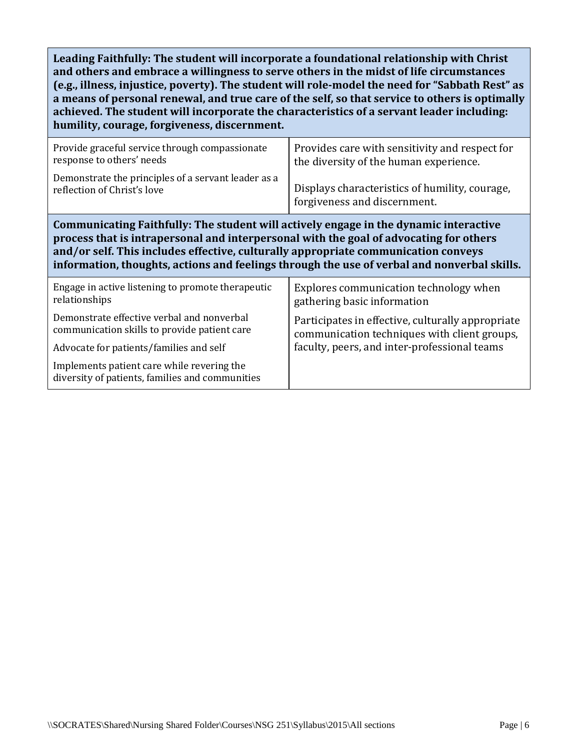| **Leading Faithfully: The student will incorporate a foundational relationship with Christ and others and embrace a willingness to serve others in the midst of life circumstances (e.g., illness, injustice, poverty). The student will role-model the need for "Sabbath Rest" as a means of personal renewal, and true care of the self, so that service to others is optimally achieved. The student will incorporate the characteristics of a servant leader including: humility, courage, forgiveness, discernment.** | |
|---|---|
| Provide graceful service through compassionate response to others' needs<br><br>Demonstrate the principles of a servant leader as a reflection of Christ's love | Provides care with sensitivity and respect for the diversity of the human experience.<br><br>Displays characteristics of humility, courage, forgiveness and discernment. |
| **Communicating Faithfully: The student will actively engage in the dynamic interactive process that is intrapersonal and interpersonal with the goal of advocating for others and/or self. This includes effective, culturally appropriate communication conveys information, thoughts, actions and feelings through the use of verbal and nonverbal skills.** | |
| Engage in active listening to promote therapeutic relationships<br><br>Demonstrate effective verbal and nonverbal communication skills to provide patient care<br><br>Advocate for patients/families and self<br><br>Implements patient care while revering the diversity of patients, families and communities | Explores communication technology when gathering basic information<br><br>Participates in effective, culturally appropriate communication techniques with client groups, faculty, peers, and inter-professional teams |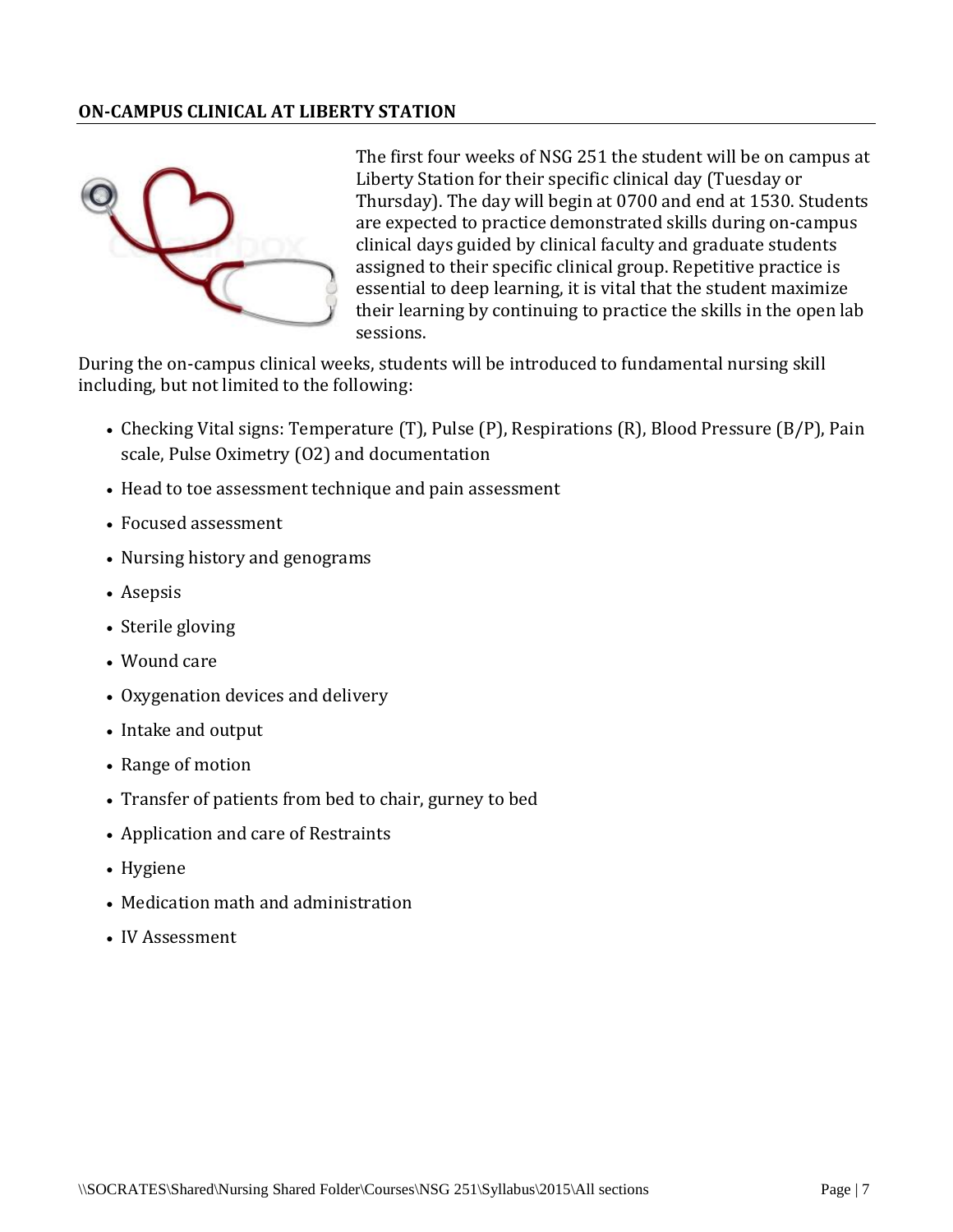## ON-CAMPUS CLINICAL AT LIBERTY STATION

The first four weeks of NSG 251 the student will be on campus at Liberty Station for their specific clinical day (Tuesday or Thursday). The day will begin at 0700 and end at 1530. Students are expected to practice demonstrated skills during on-campus clinical days guided by clinical faculty and graduate students assigned to their specific clinical group. Repetitive practice is essential to deep learning, it is vital that the student maximize their learning by continuing to practice the skills in the open lab sessions.

During the on-campus clinical weeks, students will be introduced to fundamental nursing skill including, but not limited to the following:

- Checking Vital signs: Temperature (T), Pulse (P), Respirations (R), Blood Pressure (B/P), Pain scale, Pulse Oximetry (O2) and documentation
- Head to toe assessment technique and pain assessment
- Focused assessment
- Nursing history and genograms
- Asepsis
- Sterile gloving
- Wound care
- Oxygenation devices and delivery
- Intake and output
- Range of motion
- Transfer of patients from bed to chair, gurney to bed
- Application and care of Restraints
- Hygiene
- Medication math and administration
- IV Assessment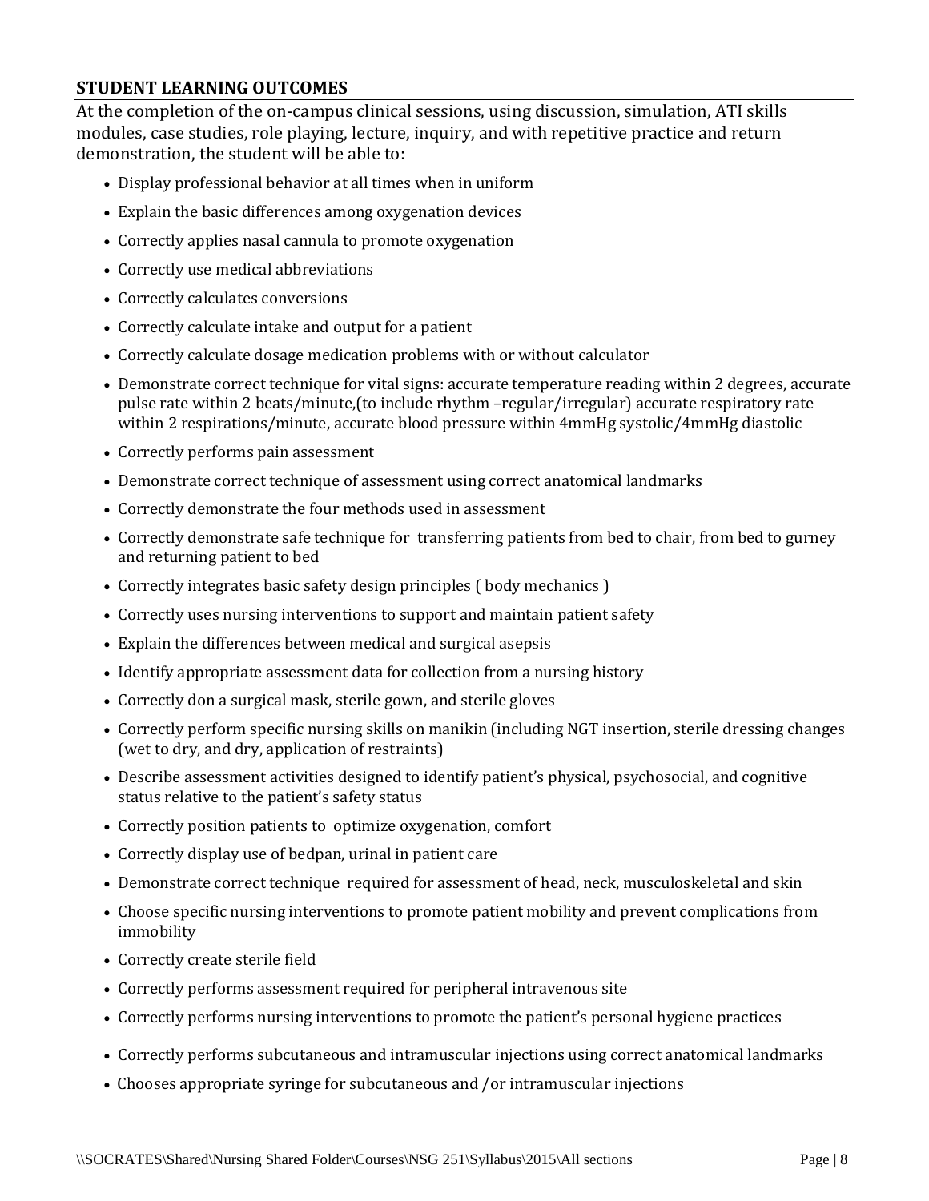**STUDENT LEARNING OUTCOMES**

At the completion of the on-campus clinical sessions, using discussion, simulation, ATI skills modules, case studies, role playing, lecture, inquiry, and with repetitive practice and return demonstration, the student will be able to:

- Display professional behavior at all times when in uniform
- Explain the basic differences among oxygenation devices
- Correctly applies nasal cannula to promote oxygenation
- Correctly use medical abbreviations
- Correctly calculates conversions
- Correctly calculate intake and output for a patient
- Correctly calculate dosage medication problems with or without calculator
- Demonstrate correct technique for vital signs: accurate temperature reading within 2 degrees, accurate pulse rate within 2 beats/minute,(to include rhythm –regular/irregular) accurate respiratory rate within 2 respirations/minute, accurate blood pressure within 4mmHg systolic/4mmHg diastolic
- Correctly performs pain assessment
- Demonstrate correct technique of assessment using correct anatomical landmarks
- Correctly demonstrate the four methods used in assessment
- Correctly demonstrate safe technique for transferring patients from bed to chair, from bed to gurney and returning patient to bed
- Correctly integrates basic safety design principles ( body mechanics )
- Correctly uses nursing interventions to support and maintain patient safety
- Explain the differences between medical and surgical asepsis
- Identify appropriate assessment data for collection from a nursing history
- Correctly don a surgical mask, sterile gown, and sterile gloves
- Correctly perform specific nursing skills on manikin (including NGT insertion, sterile dressing changes (wet to dry, and dry, application of restraints)
- Describe assessment activities designed to identify patient's physical, psychosocial, and cognitive status relative to the patient's safety status
- Correctly position patients to optimize oxygenation, comfort
- Correctly display use of bedpan, urinal in patient care
- Demonstrate correct technique required for assessment of head, neck, musculoskeletal and skin
- Choose specific nursing interventions to promote patient mobility and prevent complications from immobility
- Correctly create sterile field
- Correctly performs assessment required for peripheral intravenous site
- Correctly performs nursing interventions to promote the patient's personal hygiene practices
- Correctly performs subcutaneous and intramuscular injections using correct anatomical landmarks
- Chooses appropriate syringe for subcutaneous and /or intramuscular injections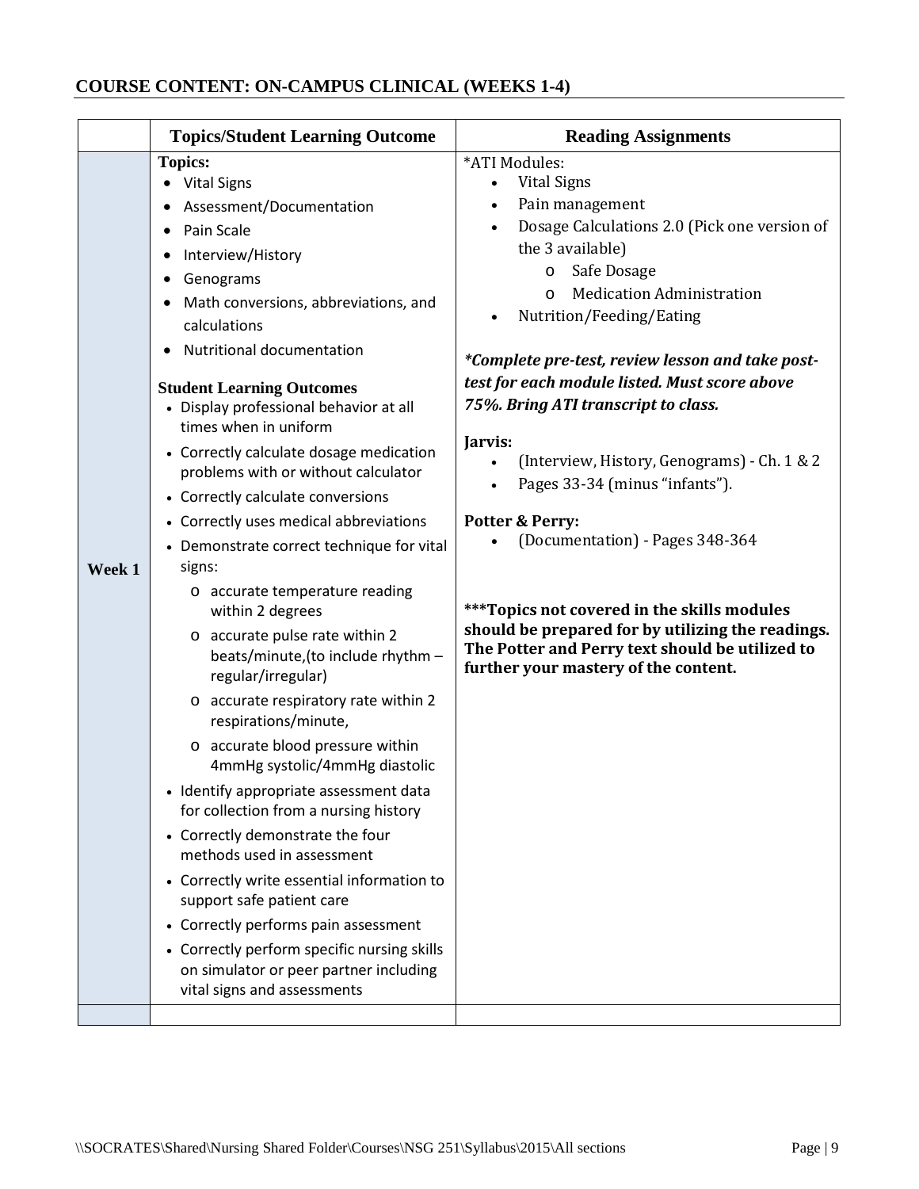## COURSE CONTENT: ON-CAMPUS CLINICAL (WEEKS 1-4)

| | Topics/Student Learning Outcome | Reading Assignments |
|---|---|---|
| **Week 1** | **Topics:**<br>• Vital Signs<br>• Assessment/Documentation<br>• Pain Scale<br>• Interview/History<br>• Genograms<br>• Math conversions, abbreviations, and calculations<br>• Nutritional documentation<br><br>**Student Learning Outcomes**<br>• Display professional behavior at all times when in uniform<br>• Correctly calculate dosage medication problems with or without calculator<br>• Correctly calculate conversions<br>• Correctly uses medical abbreviations<br>• Demonstrate correct technique for vital signs:<br>&nbsp;&nbsp;o accurate temperature reading within 2 degrees<br>&nbsp;&nbsp;o accurate pulse rate within 2 beats/minute,(to include rhythm – regular/irregular)<br>&nbsp;&nbsp;o accurate respiratory rate within 2 respirations/minute,<br>&nbsp;&nbsp;o accurate blood pressure within 4mmHg systolic/4mmHg diastolic<br>• Identify appropriate assessment data for collection from a nursing history<br>• Correctly demonstrate the four methods used in assessment<br>• Correctly write essential information to support safe patient care<br>• Correctly performs pain assessment<br>• Correctly perform specific nursing skills on simulator or peer partner including vital signs and assessments | *ATI Modules:<br>• Vital Signs<br>• Pain management<br>• Dosage Calculations 2.0 (Pick one version of the 3 available)<br>&nbsp;&nbsp;o Safe Dosage<br>&nbsp;&nbsp;o Medication Administration<br>• Nutrition/Feeding/Eating<br><br>***Complete pre-test, review lesson and take post-test for each module listed. Must score above 75%. Bring ATI transcript to class.***<br><br>**Jarvis:**<br>• (Interview, History, Genograms) - Ch. 1 & 2<br>• Pages 33-34 (minus "infants").<br><br>**Potter & Perry:**<br>• (Documentation) - Pages 348-364<br><br>**\*\*\*Topics not covered in the skills modules should be prepared for by utilizing the readings. The Potter and Perry text should be utilized to further your mastery of the content.** |
| | | |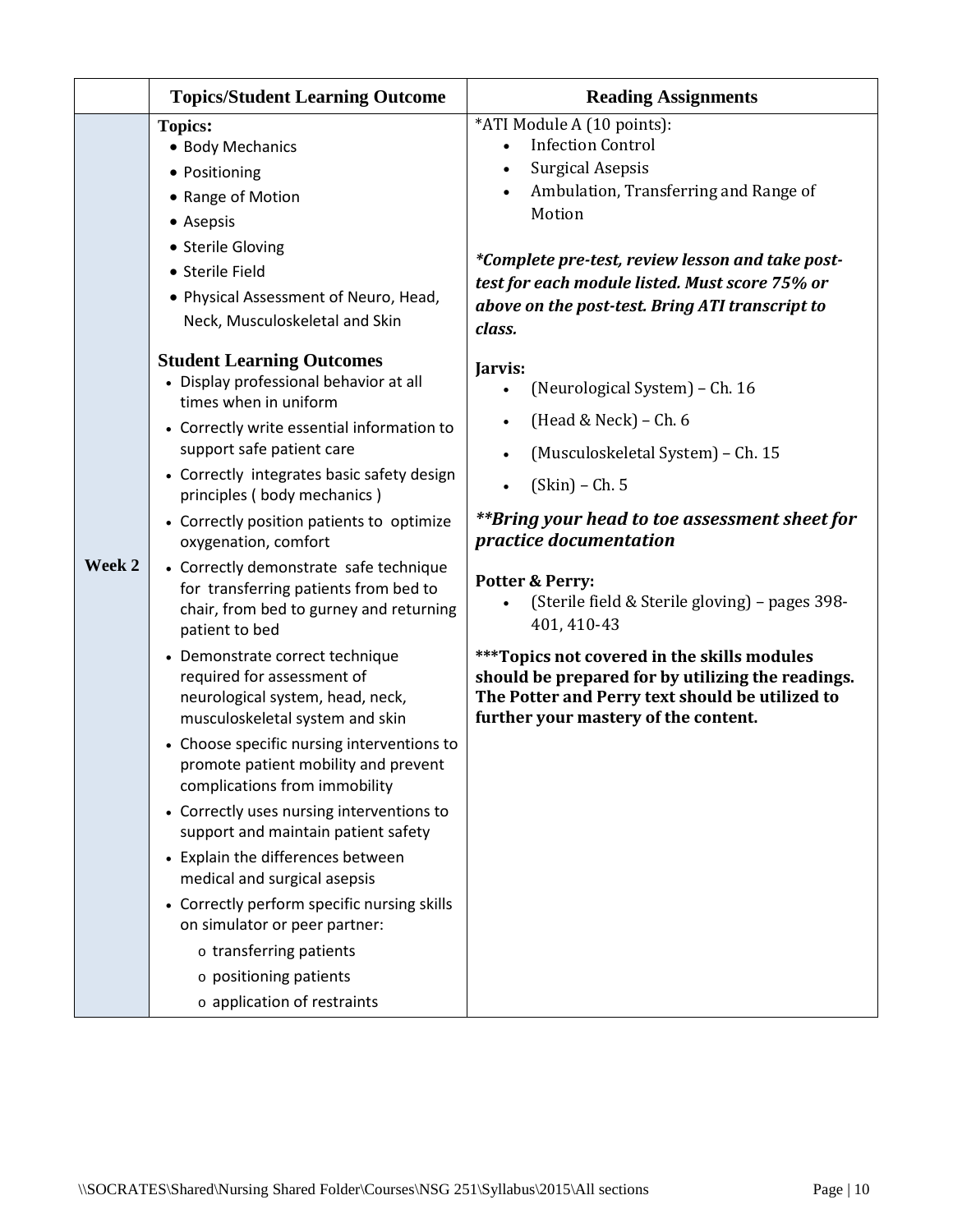| | Topics/Student Learning Outcome | Reading Assignments |
|---|---|---|
| Week 2 | **Topics:**<br>• Body Mechanics<br>• Positioning<br>• Range of Motion<br>• Asepsis<br>• Sterile Gloving<br>• Sterile Field<br>• Physical Assessment of Neuro, Head, Neck, Musculoskeletal and Skin<br><br>**Student Learning Outcomes**<br>• Display professional behavior at all times when in uniform<br>• Correctly write essential information to support safe patient care<br>• Correctly integrates basic safety design principles ( body mechanics )<br>• Correctly position patients to optimize oxygenation, comfort<br>• Correctly demonstrate safe technique for transferring patients from bed to chair, from bed to gurney and returning patient to bed<br>• Demonstrate correct technique required for assessment of neurological system, head, neck, musculoskeletal system and skin<br>• Choose specific nursing interventions to promote patient mobility and prevent complications from immobility<br>• Correctly uses nursing interventions to support and maintain patient safety<br>• Explain the differences between medical and surgical asepsis<br>• Correctly perform specific nursing skills on simulator or peer partner:<br>  o transferring patients<br>  o positioning patients<br>  o application of restraints | *ATI Module A (10 points):<br>• Infection Control<br>• Surgical Asepsis<br>• Ambulation, Transferring and Range of Motion<br><br>***Complete pre-test, review lesson and take post-test for each module listed. Must score 75% or above on the post-test. Bring ATI transcript to class.***<br><br>**Jarvis:**<br>• (Neurological System) – Ch. 16<br>• (Head & Neck) – Ch. 6<br>• (Musculoskeletal System) – Ch. 15<br>• (Skin) – Ch. 5<br><br>***\*\*Bring your head to toe assessment sheet for practice documentation***<br><br>**Potter & Perry:**<br>• (Sterile field & Sterile gloving) – pages 398-401, 410-43<br><br>**\*\*\*Topics not covered in the skills modules should be prepared for by utilizing the readings. The Potter and Perry text should be utilized to further your mastery of the content.** |

\\SOCRATES\Shared\Nursing Shared Folder\Courses\NSG 251\Syllabus\2015\All sections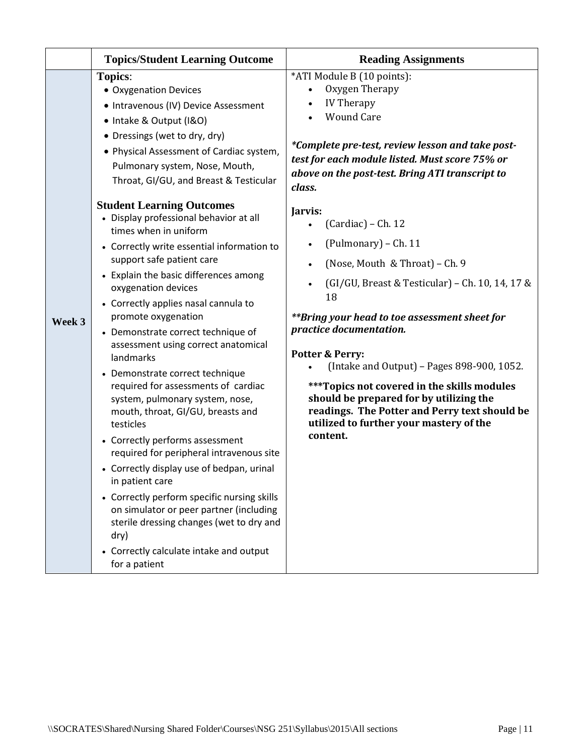| | Topics/Student Learning Outcome | Reading Assignments |
|---|---|---|
| **Week 3** | **Topics**:<br>• Oxygenation Devices<br>• Intravenous (IV) Device Assessment<br>• Intake & Output (I&O)<br>• Dressings (wet to dry, dry)<br>• Physical Assessment of Cardiac system, Pulmonary system, Nose, Mouth, Throat, GI/GU, and Breast & Testicular<br><br>**Student Learning Outcomes**<br>• Display professional behavior at all times when in uniform<br>• Correctly write essential information to support safe patient care<br>• Explain the basic differences among oxygenation devices<br>• Correctly applies nasal cannula to promote oxygenation<br>• Demonstrate correct technique of assessment using correct anatomical landmarks<br>• Demonstrate correct technique required for assessments of cardiac system, pulmonary system, nose, mouth, throat, GI/GU, breasts and testicles<br>• Correctly performs assessment required for peripheral intravenous site<br>• Correctly display use of bedpan, urinal in patient care<br>• Correctly perform specific nursing skills on simulator or peer partner (including sterile dressing changes (wet to dry and dry)<br>• Correctly calculate intake and output for a patient | *ATI Module B (10 points):<br>• Oxygen Therapy<br>• IV Therapy<br>• Wound Care<br><br>***Complete pre-test, review lesson and take post-test for each module listed. Must score 75% or above on the post-test. Bring ATI transcript to class.***<br><br>**Jarvis:**<br>• (Cardiac) – Ch. 12<br>• (Pulmonary) – Ch. 11<br>• (Nose, Mouth & Throat) – Ch. 9<br>• (GI/GU, Breast & Testicular) – Ch. 10, 14, 17 & 18<br><br>***\*\*Bring your head to toe assessment sheet for practice documentation.***<br><br>**Potter & Perry:**<br>• (Intake and Output) – Pages 898-900, 1052.<br><br>**\*\*\*Topics not covered in the skills modules should be prepared for by utilizing the readings. The Potter and Perry text should be utilized to further your mastery of the content.** |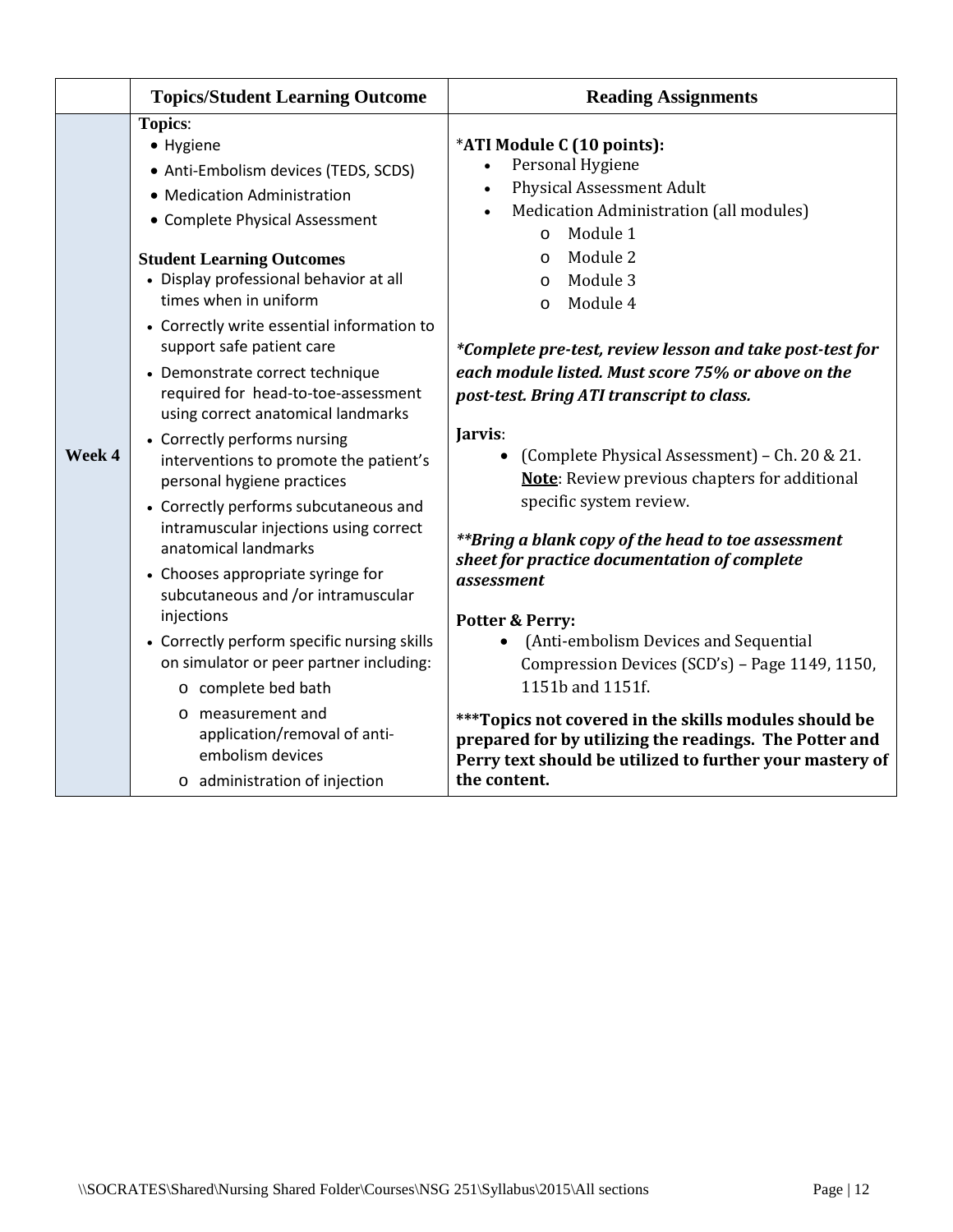| | Topics/Student Learning Outcome | Reading Assignments |
|---|---|---|
| **Week 4** | **Topics**:<br>• Hygiene<br>• Anti-Embolism devices (TEDS, SCDS)<br>• Medication Administration<br>• Complete Physical Assessment<br><br>**Student Learning Outcomes**<br>• Display professional behavior at all times when in uniform<br>• Correctly write essential information to support safe patient care<br>• Demonstrate correct technique required for head-to-toe-assessment using correct anatomical landmarks<br>• Correctly performs nursing interventions to promote the patient's personal hygiene practices<br>• Correctly performs subcutaneous and intramuscular injections using correct anatomical landmarks<br>• Chooses appropriate syringe for subcutaneous and /or intramuscular injections<br>• Correctly perform specific nursing skills on simulator or peer partner including:<br>  o complete bed bath<br>  o measurement and application/removal of anti-embolism devices<br>  o administration of injection | *__ATI Module C (10 points):__<br>• Personal Hygiene<br>• Physical Assessment Adult<br>• Medication Administration (all modules)<br>  o Module 1<br>  o Module 2<br>  o Module 3<br>  o Module 4<br><br>***Complete pre-test, review lesson and take post-test for each module listed. Must score 75% or above on the post-test. Bring ATI transcript to class.***<br><br>**Jarvis**:<br>• (Complete Physical Assessment) – Ch. 20 & 21. **<u>Note</u>**: Review previous chapters for additional specific system review.<br><br>***\*\*Bring a blank copy of the head to toe assessment sheet for practice documentation of complete assessment***<br><br>**Potter & Perry:**<br>• (Anti-embolism Devices and Sequential Compression Devices (SCD's) – Page 1149, 1150, 1151b and 1151f.<br><br>**\*\*\*Topics not covered in the skills modules should be prepared for by utilizing the readings. The Potter and Perry text should be utilized to further your mastery of the content.** |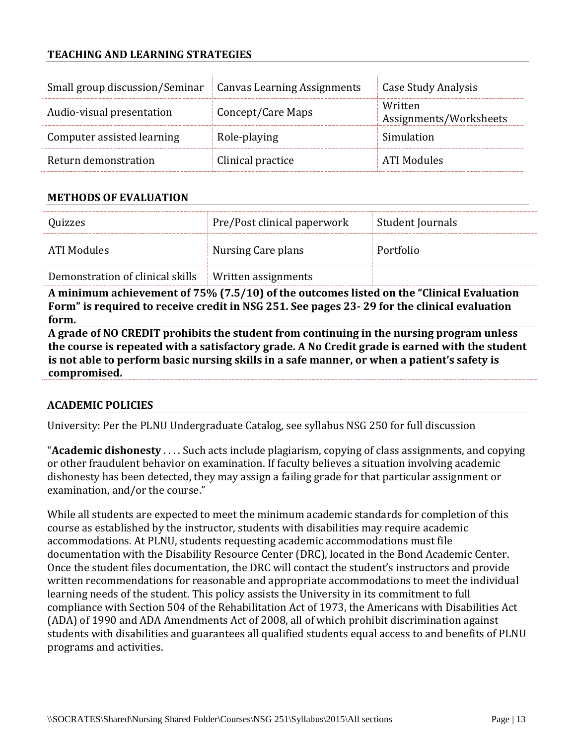## TEACHING AND LEARNING STRATEGIES

| | | |
|---|---|---|
| Small group discussion/Seminar | Canvas Learning Assignments | Case Study Analysis |
| Audio-visual presentation | Concept/Care Maps | Written Assignments/Worksheets |
| Computer assisted learning | Role-playing | Simulation |
| Return demonstration | Clinical practice | ATI Modules |

## METHODS OF EVALUATION

| | | |
|---|---|---|
| Quizzes | Pre/Post clinical paperwork | Student Journals |
| ATI Modules | Nursing Care plans | Portfolio |
| Demonstration of clinical skills | Written assignments | |

**A minimum achievement of 75% (7.5/10) of the outcomes listed on the "Clinical Evaluation Form" is required to receive credit in NSG 251. See pages 23- 29 for the clinical evaluation form.**

**A grade of NO CREDIT prohibits the student from continuing in the nursing program unless the course is repeated with a satisfactory grade. A No Credit grade is earned with the student is not able to perform basic nursing skills in a safe manner, or when a patient's safety is compromised.**

## ACADEMIC POLICIES

University: Per the PLNU Undergraduate Catalog, see syllabus NSG 250 for full discussion

"**Academic dishonesty** . . . . Such acts include plagiarism, copying of class assignments, and copying or other fraudulent behavior on examination. If faculty believes a situation involving academic dishonesty has been detected, they may assign a failing grade for that particular assignment or examination, and/or the course."

While all students are expected to meet the minimum academic standards for completion of this course as established by the instructor, students with disabilities may require academic accommodations. At PLNU, students requesting academic accommodations must file documentation with the Disability Resource Center (DRC), located in the Bond Academic Center. Once the student files documentation, the DRC will contact the student's instructors and provide written recommendations for reasonable and appropriate accommodations to meet the individual learning needs of the student. This policy assists the University in its commitment to full compliance with Section 504 of the Rehabilitation Act of 1973, the Americans with Disabilities Act (ADA) of 1990 and ADA Amendments Act of 2008, all of which prohibit discrimination against students with disabilities and guarantees all qualified students equal access to and benefits of PLNU programs and activities.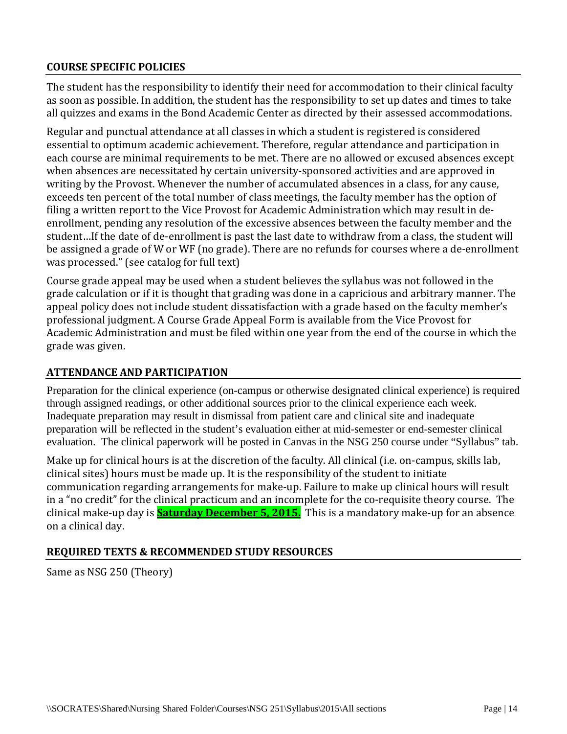## COURSE SPECIFIC POLICIES

The student has the responsibility to identify their need for accommodation to their clinical faculty as soon as possible. In addition, the student has the responsibility to set up dates and times to take all quizzes and exams in the Bond Academic Center as directed by their assessed accommodations.

Regular and punctual attendance at all classes in which a student is registered is considered essential to optimum academic achievement. Therefore, regular attendance and participation in each course are minimal requirements to be met. There are no allowed or excused absences except when absences are necessitated by certain university-sponsored activities and are approved in writing by the Provost. Whenever the number of accumulated absences in a class, for any cause, exceeds ten percent of the total number of class meetings, the faculty member has the option of filing a written report to the Vice Provost for Academic Administration which may result in de-enrollment, pending any resolution of the excessive absences between the faculty member and the student…If the date of de-enrollment is past the last date to withdraw from a class, the student will be assigned a grade of W or WF (no grade). There are no refunds for courses where a de-enrollment was processed." (see catalog for full text)

Course grade appeal may be used when a student believes the syllabus was not followed in the grade calculation or if it is thought that grading was done in a capricious and arbitrary manner. The appeal policy does not include student dissatisfaction with a grade based on the faculty member's professional judgment. A Course Grade Appeal Form is available from the Vice Provost for Academic Administration and must be filed within one year from the end of the course in which the grade was given.

## ATTENDANCE AND PARTICIPATION

Preparation for the clinical experience (on-campus or otherwise designated clinical experience) is required through assigned readings, or other additional sources prior to the clinical experience each week. Inadequate preparation may result in dismissal from patient care and clinical site and inadequate preparation will be reflected in the student's evaluation either at mid-semester or end-semester clinical evaluation. The clinical paperwork will be posted in Canvas in the NSG 250 course under "Syllabus" tab.

Make up for clinical hours is at the discretion of the faculty. All clinical (i.e. on-campus, skills lab, clinical sites) hours must be made up. It is the responsibility of the student to initiate communication regarding arrangements for make-up. Failure to make up clinical hours will result in a "no credit" for the clinical practicum and an incomplete for the co-requisite theory course. The clinical make-up day is **Saturday December 5, 2015.** This is a mandatory make-up for an absence on a clinical day.

## REQUIRED TEXTS & RECOMMENDED STUDY RESOURCES

Same as NSG 250 (Theory)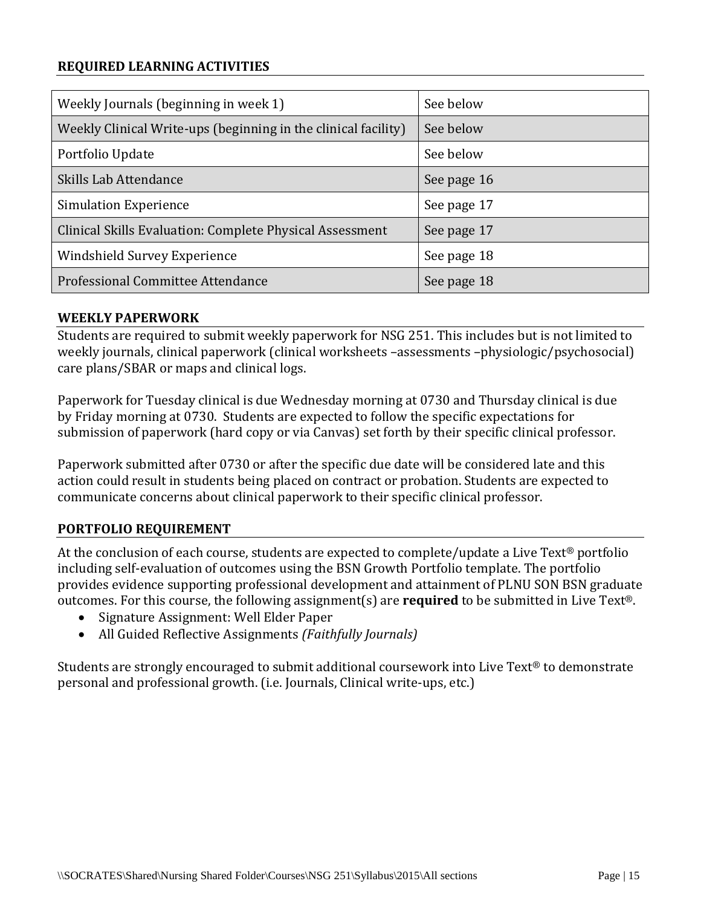## REQUIRED LEARNING ACTIVITIES

| Activity | Reference |
|---|---|
| Weekly Journals (beginning in week 1) | See below |
| Weekly Clinical Write-ups (beginning in the clinical facility) | See below |
| Portfolio Update | See below |
| Skills Lab Attendance | See page 16 |
| Simulation Experience | See page 17 |
| Clinical Skills Evaluation: Complete Physical Assessment | See page 17 |
| Windshield Survey Experience | See page 18 |
| Professional Committee Attendance | See page 18 |

## WEEKLY PAPERWORK

Students are required to submit weekly paperwork for NSG 251. This includes but is not limited to weekly journals, clinical paperwork (clinical worksheets –assessments –physiologic/psychosocial) care plans/SBAR or maps and clinical logs.

Paperwork for Tuesday clinical is due Wednesday morning at 0730 and Thursday clinical is due by Friday morning at 0730. Students are expected to follow the specific expectations for submission of paperwork (hard copy or via Canvas) set forth by their specific clinical professor.

Paperwork submitted after 0730 or after the specific due date will be considered late and this action could result in students being placed on contract or probation. Students are expected to communicate concerns about clinical paperwork to their specific clinical professor.

## PORTFOLIO REQUIREMENT

At the conclusion of each course, students are expected to complete/update a Live Text® portfolio including self-evaluation of outcomes using the BSN Growth Portfolio template. The portfolio provides evidence supporting professional development and attainment of PLNU SON BSN graduate outcomes. For this course, the following assignment(s) are **required** to be submitted in Live Text®.

- Signature Assignment: Well Elder Paper
- All Guided Reflective Assignments *(Faithfully Journals)*

Students are strongly encouraged to submit additional coursework into Live Text® to demonstrate personal and professional growth. (i.e. Journals, Clinical write-ups, etc.)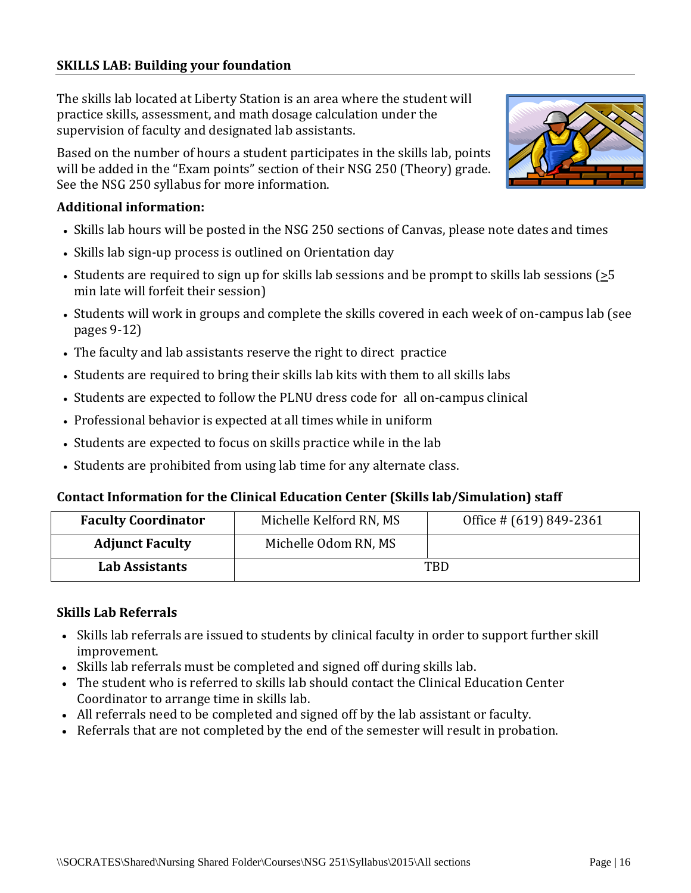## SKILLS LAB: Building your foundation

The skills lab located at Liberty Station is an area where the student will practice skills, assessment, and math dosage calculation under the supervision of faculty and designated lab assistants.

Based on the number of hours a student participates in the skills lab, points will be added in the "Exam points" section of their NSG 250 (Theory) grade. See the NSG 250 syllabus for more information.

### Additional information:

- Skills lab hours will be posted in the NSG 250 sections of Canvas, please note dates and times
- Skills lab sign-up process is outlined on Orientation day
- Students are required to sign up for skills lab sessions and be prompt to skills lab sessions (≥5 min late will forfeit their session)
- Students will work in groups and complete the skills covered in each week of on-campus lab (see pages 9-12)
- The faculty and lab assistants reserve the right to direct practice
- Students are required to bring their skills lab kits with them to all skills labs
- Students are expected to follow the PLNU dress code for all on-campus clinical
- Professional behavior is expected at all times while in uniform
- Students are expected to focus on skills practice while in the lab
- Students are prohibited from using lab time for any alternate class.

### Contact Information for the Clinical Education Center (Skills lab/Simulation) staff

| **Faculty Coordinator** | Michelle Kelford RN, MS | Office # (619) 849-2361 |
|---|---|---|
| **Adjunct Faculty** | Michelle Odom RN, MS | |
| **Lab Assistants** | TBD | |

### Skills Lab Referrals

- Skills lab referrals are issued to students by clinical faculty in order to support further skill improvement.
- Skills lab referrals must be completed and signed off during skills lab.
- The student who is referred to skills lab should contact the Clinical Education Center Coordinator to arrange time in skills lab.
- All referrals need to be completed and signed off by the lab assistant or faculty.
- Referrals that are not completed by the end of the semester will result in probation.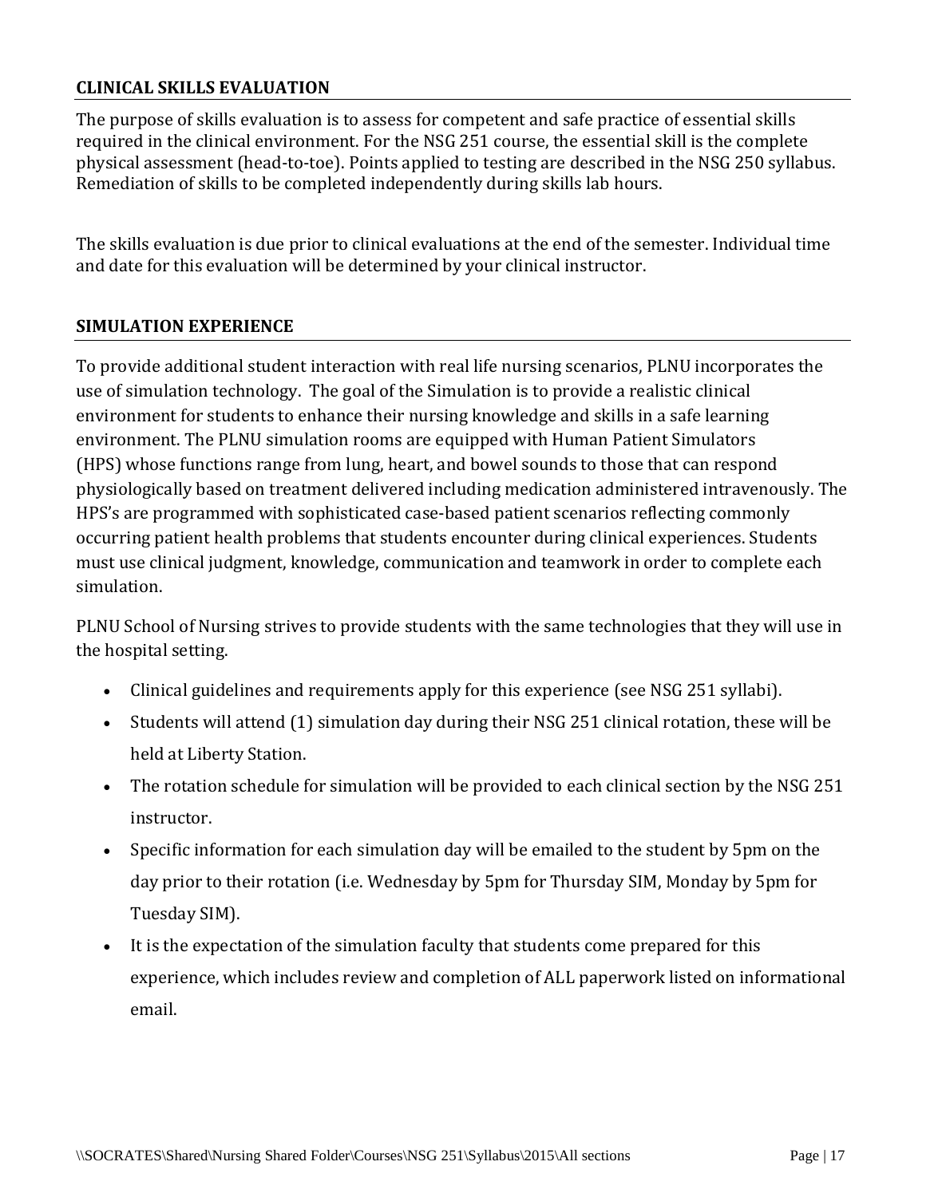## CLINICAL SKILLS EVALUATION

The purpose of skills evaluation is to assess for competent and safe practice of essential skills required in the clinical environment. For the NSG 251 course, the essential skill is the complete physical assessment (head-to-toe). Points applied to testing are described in the NSG 250 syllabus. Remediation of skills to be completed independently during skills lab hours.

The skills evaluation is due prior to clinical evaluations at the end of the semester. Individual time and date for this evaluation will be determined by your clinical instructor.

## SIMULATION EXPERIENCE

To provide additional student interaction with real life nursing scenarios, PLNU incorporates the use of simulation technology. The goal of the Simulation is to provide a realistic clinical environment for students to enhance their nursing knowledge and skills in a safe learning environment. The PLNU simulation rooms are equipped with Human Patient Simulators (HPS) whose functions range from lung, heart, and bowel sounds to those that can respond physiologically based on treatment delivered including medication administered intravenously. The HPS's are programmed with sophisticated case-based patient scenarios reflecting commonly occurring patient health problems that students encounter during clinical experiences. Students must use clinical judgment, knowledge, communication and teamwork in order to complete each simulation.

PLNU School of Nursing strives to provide students with the same technologies that they will use in the hospital setting.

- Clinical guidelines and requirements apply for this experience (see NSG 251 syllabi).
- Students will attend (1) simulation day during their NSG 251 clinical rotation, these will be held at Liberty Station.
- The rotation schedule for simulation will be provided to each clinical section by the NSG 251 instructor.
- Specific information for each simulation day will be emailed to the student by 5pm on the day prior to their rotation (i.e. Wednesday by 5pm for Thursday SIM, Monday by 5pm for Tuesday SIM).
- It is the expectation of the simulation faculty that students come prepared for this experience, which includes review and completion of ALL paperwork listed on informational email.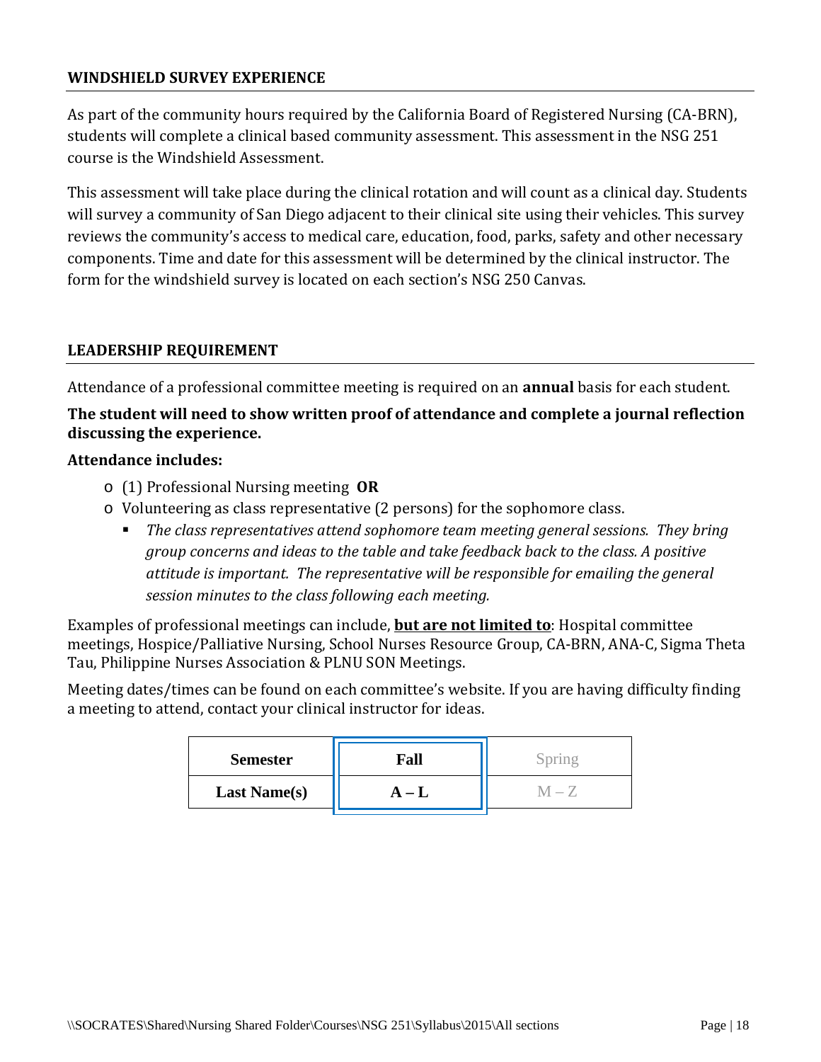## WINDSHIELD SURVEY EXPERIENCE

As part of the community hours required by the California Board of Registered Nursing (CA-BRN), students will complete a clinical based community assessment. This assessment in the NSG 251 course is the Windshield Assessment.

This assessment will take place during the clinical rotation and will count as a clinical day. Students will survey a community of San Diego adjacent to their clinical site using their vehicles. This survey reviews the community's access to medical care, education, food, parks, safety and other necessary components. Time and date for this assessment will be determined by the clinical instructor. The form for the windshield survey is located on each section's NSG 250 Canvas.

## LEADERSHIP REQUIREMENT

Attendance of a professional committee meeting is required on an **annual** basis for each student.

**The student will need to show written proof of attendance and complete a journal reflection discussing the experience.**

**Attendance includes:**

- (1) Professional Nursing meeting **OR**
- Volunteering as class representative (2 persons) for the sophomore class.
  - *The class representatives attend sophomore team meeting general sessions. They bring group concerns and ideas to the table and take feedback back to the class. A positive attitude is important. The representative will be responsible for emailing the general session minutes to the class following each meeting.*

Examples of professional meetings can include, **<u>but are not limited to</u>**: Hospital committee meetings, Hospice/Palliative Nursing, School Nurses Resource Group, CA-BRN, ANA-C, Sigma Theta Tau, Philippine Nurses Association & PLNU SON Meetings.

Meeting dates/times can be found on each committee's website. If you are having difficulty finding a meeting to attend, contact your clinical instructor for ideas.

| Semester | Fall | Spring |
|---|---|---|
| Last Name(s) | A – L | M – Z |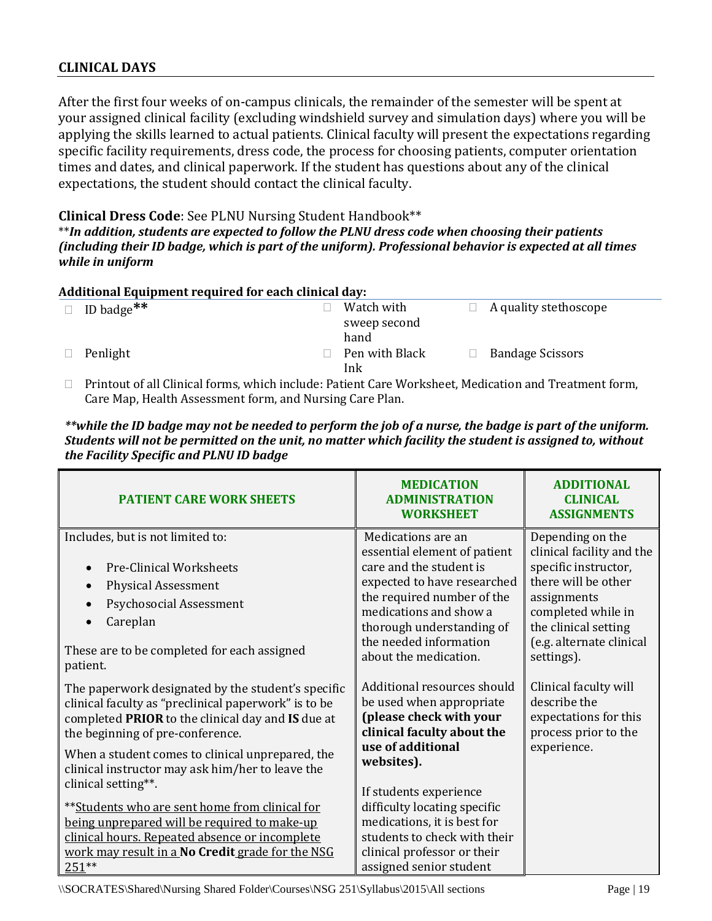## CLINICAL DAYS

After the first four weeks of on-campus clinicals, the remainder of the semester will be spent at your assigned clinical facility (excluding windshield survey and simulation days) where you will be applying the skills learned to actual patients. Clinical faculty will present the expectations regarding specific facility requirements, dress code, the process for choosing patients, computer orientation times and dates, and clinical paperwork. If the student has questions about any of the clinical expectations, the student should contact the clinical faculty.

**Clinical Dress Code**: See PLNU Nursing Student Handbook**
***In addition, students are expected to follow the PLNU dress code when choosing their patients (including their ID badge, which is part of the uniform). Professional behavior is expected at all times while in uniform***

**Additional Equipment required for each clinical day:**

- ID badge**
- Watch with sweep second hand
- A quality stethoscope
- Penlight
- Pen with Black Ink
- Bandage Scissors
- Printout of all Clinical forms, which include: Patient Care Worksheet, Medication and Treatment form, Care Map, Health Assessment form, and Nursing Care Plan.

***\*\*while the ID badge may not be needed to perform the job of a nurse, the badge is part of the uniform. Students will not be permitted on the unit, no matter which facility the student is assigned to, without the Facility Specific and PLNU ID badge***

| PATIENT CARE WORK SHEETS | MEDICATION ADMINISTRATION WORKSHEET | ADDITIONAL CLINICAL ASSIGNMENTS |
|---|---|---|
| Includes, but is not limited to:<br>• Pre-Clinical Worksheets<br>• Physical Assessment<br>• Psychosocial Assessment<br>• Careplan<br><br>These are to be completed for each assigned patient.<br><br>The paperwork designated by the student's specific clinical faculty as "preclinical paperwork" is to be completed **PRIOR** to the clinical day and **IS** due at the beginning of pre-conference.<br><br>When a student comes to clinical unprepared, the clinical instructor may ask him/her to leave the clinical setting**.<br><br>**<u>Students who are sent home from clinical for being unprepared will be required to make-up clinical hours. Repeated absence or incomplete work may result in a **No Credit** grade for the NSG 251</u>** | Medications are an essential element of patient care and the student is expected to have researched the required number of the medications and show a thorough understanding of the needed information about the medication.<br><br>Additional resources should be used when appropriate **(please check with your clinical faculty about the use of additional websites).**<br><br>If students experience difficulty locating specific medications, it is best for students to check with their clinical professor or their assigned senior student | Depending on the clinical facility and the specific instructor, there will be other assignments completed while in the clinical setting (e.g. alternate clinical settings).<br><br>Clinical faculty will describe the expectations for this process prior to the experience. |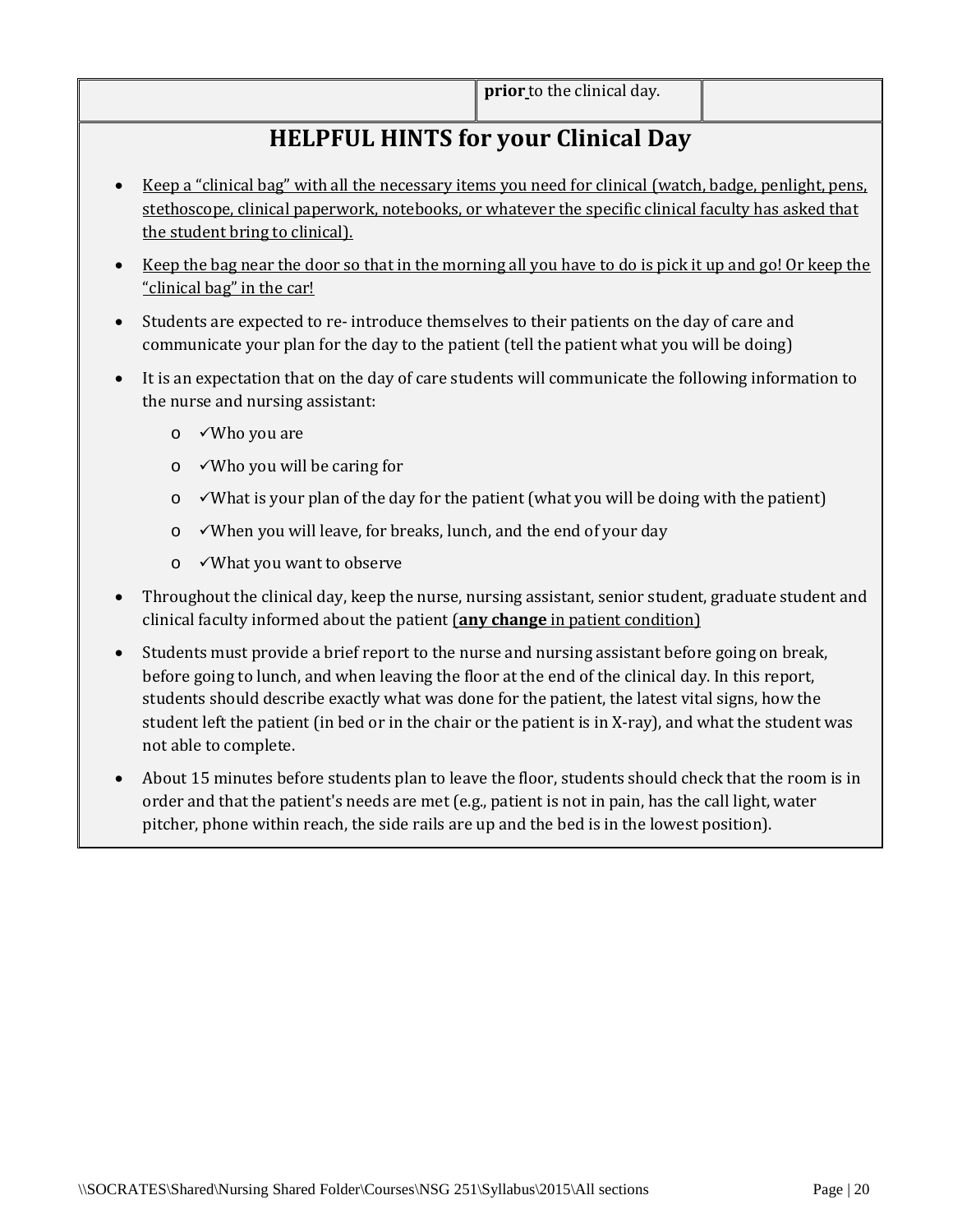| | **prior** to the clinical day. | |
|---|---|---|

## HELPFUL HINTS for your Clinical Day

- <u>Keep a "clinical bag" with all the necessary items you need for clinical (watch, badge, penlight, pens, stethoscope, clinical paperwork, notebooks, or whatever the specific clinical faculty has asked that the student bring to clinical).</u>
- <u>Keep the bag near the door so that in the morning all you have to do is pick it up and go! Or keep the "clinical bag" in the car!</u>
- Students are expected to re- introduce themselves to their patients on the day of care and communicate your plan for the day to the patient (tell the patient what you will be doing)
- It is an expectation that on the day of care students will communicate the following information to the nurse and nursing assistant:
  - ✓Who you are
  - ✓Who you will be caring for
  - ✓What is your plan of the day for the patient (what you will be doing with the patient)
  - ✓When you will leave, for breaks, lunch, and the end of your day
  - ✓What you want to observe
- Throughout the clinical day, keep the nurse, nursing assistant, senior student, graduate student and clinical faculty informed about the patient <u>(**any change** in patient condition)</u>
- Students must provide a brief report to the nurse and nursing assistant before going on break, before going to lunch, and when leaving the floor at the end of the clinical day. In this report, students should describe exactly what was done for the patient, the latest vital signs, how the student left the patient (in bed or in the chair or the patient is in X-ray), and what the student was not able to complete.
- About 15 minutes before students plan to leave the floor, students should check that the room is in order and that the patient's needs are met (e.g., patient is not in pain, has the call light, water pitcher, phone within reach, the side rails are up and the bed is in the lowest position).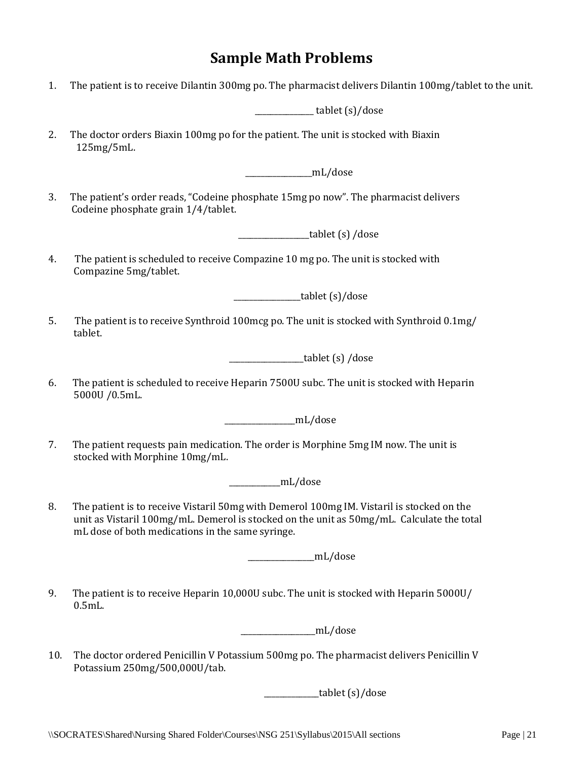# Sample Math Problems

1. The patient is to receive Dilantin 300mg po. The pharmacist delivers Dilantin 100mg/tablet to the unit.

   _______________ tablet (s)/dose

2. The doctor orders Biaxin 100mg po for the patient. The unit is stocked with Biaxin 125mg/5mL.

   ________________mL/dose

3. The patient's order reads, "Codeine phosphate 15mg po now". The pharmacist delivers Codeine phosphate grain 1/4/tablet.

   _________________tablet (s) /dose

4. The patient is scheduled to receive Compazine 10 mg po. The unit is stocked with Compazine 5mg/tablet.

   ________________tablet (s)/dose

5. The patient is to receive Synthroid 100mcg po. The unit is stocked with Synthroid 0.1mg/ tablet.

   __________________tablet (s) /dose

6. The patient is scheduled to receive Heparin 7500U subc. The unit is stocked with Heparin 5000U /0.5mL.

   _________________mL/dose

7. The patient requests pain medication. The order is Morphine 5mg IM now. The unit is stocked with Morphine 10mg/mL.

   ____________mL/dose

8. The patient is to receive Vistaril 50mg with Demerol 100mg IM. Vistaril is stocked on the unit as Vistaril 100mg/mL. Demerol is stocked on the unit as 50mg/mL. Calculate the total mL dose of both medications in the same syringe.

   ________________mL/dose

9. The patient is to receive Heparin 10,000U subc. The unit is stocked with Heparin 5000U/ 0.5mL.

   __________________mL/dose

10. The doctor ordered Penicillin V Potassium 500mg po. The pharmacist delivers Penicillin V Potassium 250mg/500,000U/tab.

    _____________tablet (s)/dose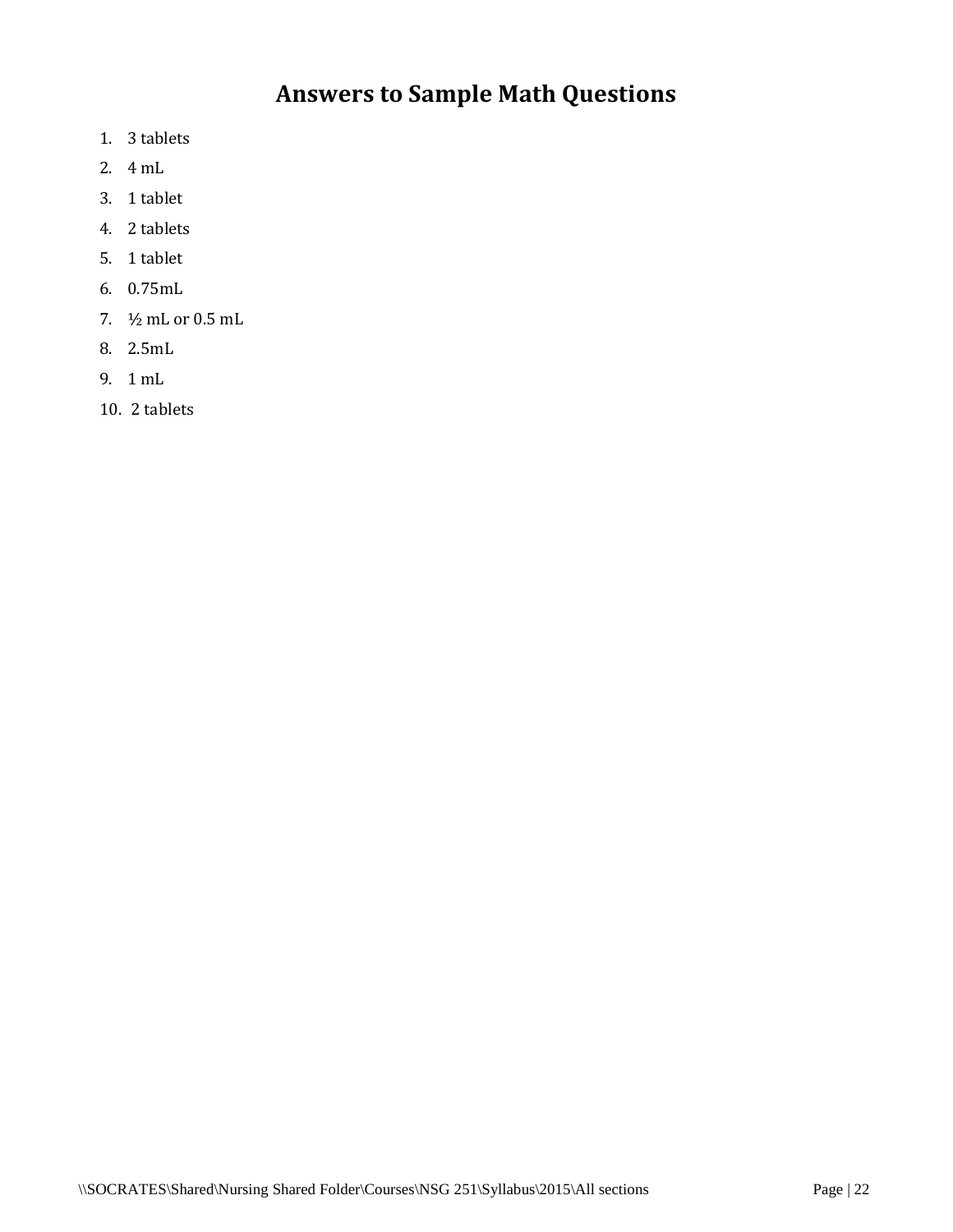# Answers to Sample Math Questions

1. 3 tablets
2. 4 mL
3. 1 tablet
4. 2 tablets
5. 1 tablet
6. 0.75mL
7. ½ mL or 0.5 mL
8. 2.5mL
9. 1 mL
10. 2 tablets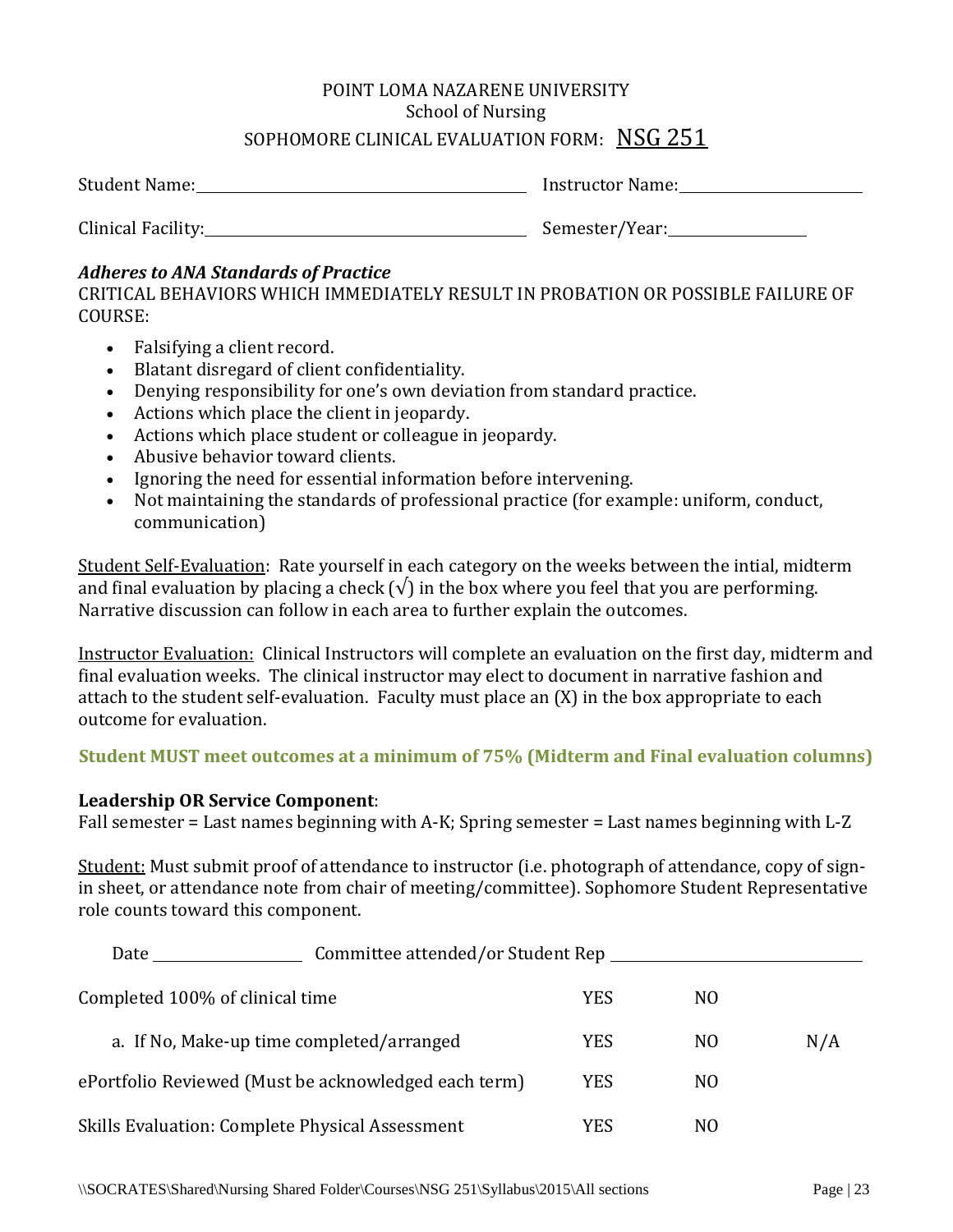# POINT LOMA NAZARENE UNIVERSITY
## School of Nursing
## SOPHOMORE CLINICAL EVALUATION FORM: NSG 251

Student Name:\_\_\_\_\_\_\_\_\_\_\_\_\_\_\_\_\_\_\_\_\_\_\_\_\_\_\_\_\_\_\_\_\_\_\_\_ Instructor Name:\_\_\_\_\_\_\_\_\_\_\_\_\_\_\_\_\_\_\_\_

Clinical Facility:\_\_\_\_\_\_\_\_\_\_\_\_\_\_\_\_\_\_\_\_\_\_\_\_\_\_\_\_\_\_\_\_\_\_\_\_ Semester/Year:\_\_\_\_\_\_\_\_\_\_\_\_\_\_\_

***Adheres to ANA Standards of Practice***

CRITICAL BEHAVIORS WHICH IMMEDIATELY RESULT IN PROBATION OR POSSIBLE FAILURE OF COURSE:

- Falsifying a client record.
- Blatant disregard of client confidentiality.
- Denying responsibility for one's own deviation from standard practice.
- Actions which place the client in jeopardy.
- Actions which place student or colleague in jeopardy.
- Abusive behavior toward clients.
- Ignoring the need for essential information before intervening.
- Not maintaining the standards of professional practice (for example: uniform, conduct, communication)

<u>Student Self-Evaluation</u>: Rate yourself in each category on the weeks between the intial, midterm and final evaluation by placing a check (√) in the box where you feel that you are performing. Narrative discussion can follow in each area to further explain the outcomes.

<u>Instructor Evaluation:</u> Clinical Instructors will complete an evaluation on the first day, midterm and final evaluation weeks. The clinical instructor may elect to document in narrative fashion and attach to the student self-evaluation. Faculty must place an (X) in the box appropriate to each outcome for evaluation.

**Student MUST meet outcomes at a minimum of 75% (Midterm and Final evaluation columns)**

**Leadership OR Service Component**:
Fall semester = Last names beginning with A-K; Spring semester = Last names beginning with L-Z

<u>Student:</u> Must submit proof of attendance to instructor (i.e. photograph of attendance, copy of sign-in sheet, or attendance note from chair of meeting/committee). Sophomore Student Representative role counts toward this component.

Date \_\_\_\_\_\_\_\_\_\_\_\_\_\_\_\_ Committee attended/or Student Rep \_\_\_\_\_\_\_\_\_\_\_\_\_\_\_\_\_\_\_\_\_\_\_\_\_\_\_\_

| | | | |
|---|---|---|---|
| Completed 100% of clinical time | YES | NO | |
| a. If No, Make-up time completed/arranged | YES | NO | N/A |
| ePortfolio Reviewed (Must be acknowledged each term) | YES | NO | |
| Skills Evaluation: Complete Physical Assessment | YES | NO | |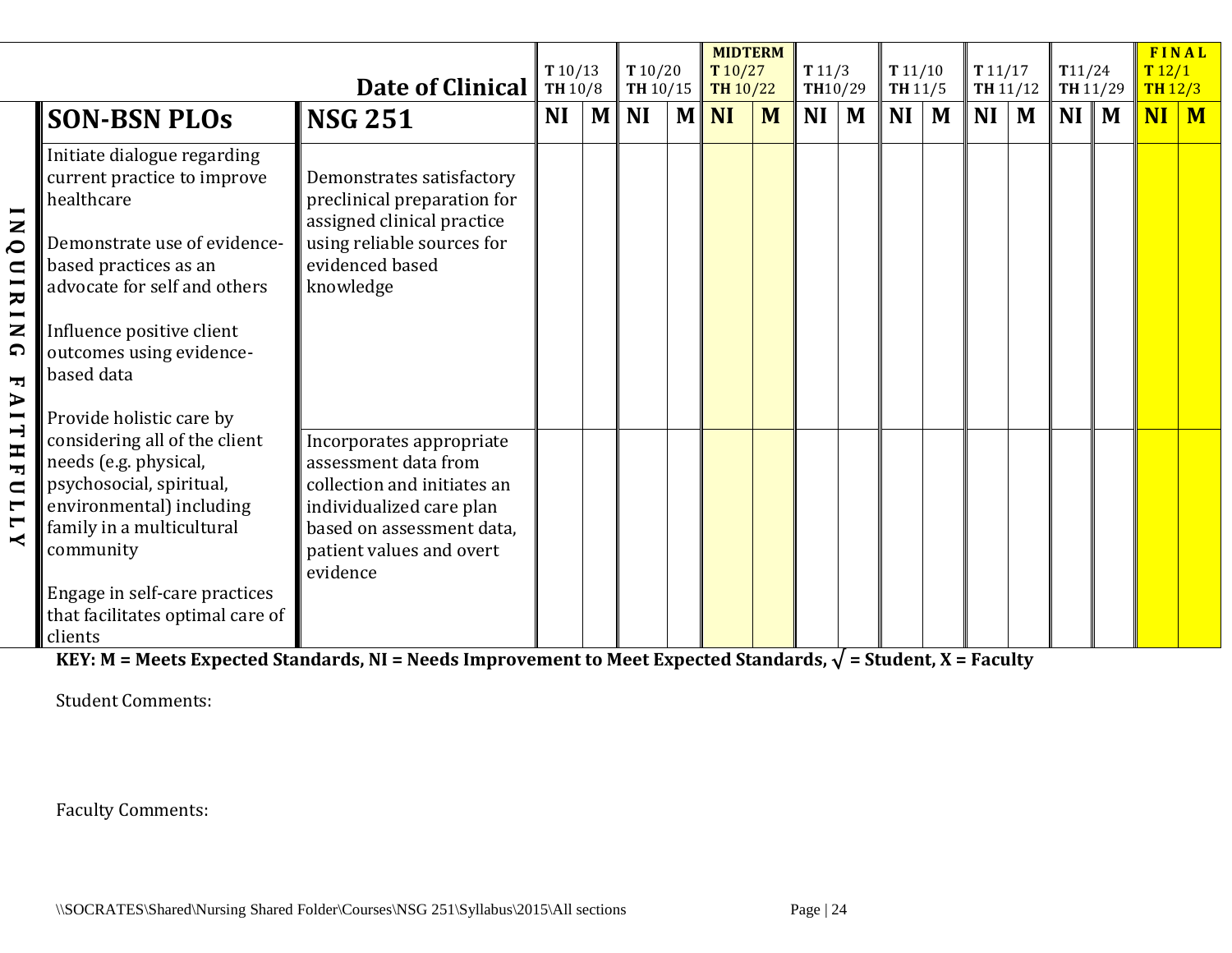| | | Date of Clinical | T 10/13 TH 10/8 | | T 10/20 TH 10/15 | | MIDTERM T 10/27 TH 10/22 | | T 11/3 TH10/29 | | T 11/10 TH 11/5 | | T 11/17 TH 11/12 | | T11/24 TH 11/29 | | FINAL T 12/1 TH 12/3 | |
|---|---|---|---|---|---|---|---|---|---|---|---|---|---|---|---|---|---|---|
| | **SON-BSN PLOs** | **NSG 251** | **NI** | **M** | **NI** | **M** | **NI** | **M** | **NI** | **M** | **NI** | **M** | **NI** | **M** | **NI** | **M** | **NI** | **M** |
| INQUIRING FAITHFULLY | Initiate dialogue regarding current practice to improve healthcare<br><br>Demonstrate use of evidence-based practices as an advocate for self and others<br><br>Influence positive client outcomes using evidence-based data<br><br>Provide holistic care by considering all of the client needs (e.g. physical, psychosocial, spiritual, environmental) including family in a multicultural community<br><br>Engage in self-care practices that facilitates optimal care of clients | Demonstrates satisfactory preclinical preparation for assigned clinical practice using reliable sources for evidenced based knowledge | | | | | | | | | | | | | | | | |
| | | Incorporates appropriate assessment data from collection and initiates an individualized care plan based on assessment data, patient values and overt evidence | | | | | | | | | | | | | | | | |

**KEY: M = Meets Expected Standards, NI = Needs Improvement to Meet Expected Standards, √ = Student, X = Faculty**

Student Comments:

Faculty Comments:

\\SOCRATES\Shared\Nursing Shared Folder\Courses\NSG 251\Syllabus\2015\All sections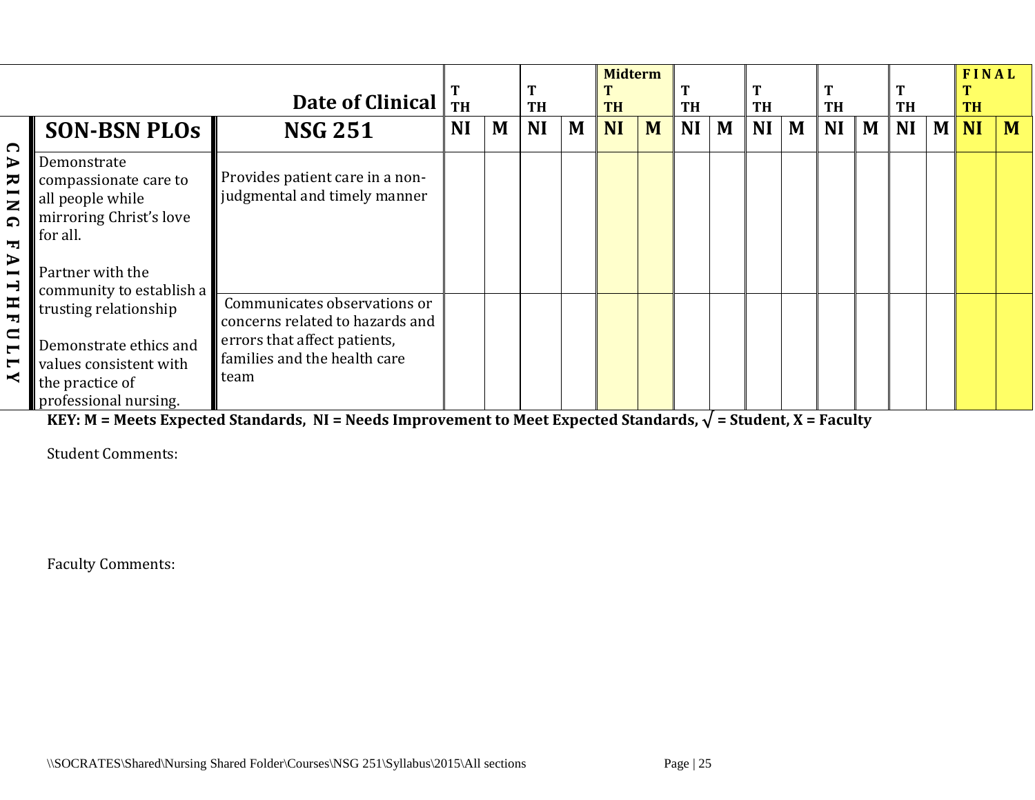| | | Date of Clinical | T TH | | T TH | | Midterm T TH | | T TH | | T TH | | T TH | | T TH | | FINAL T TH | |
|---|---|---|---|---|---|---|---|---|---|---|---|---|---|---|---|---|---|---|
| | **SON-BSN PLOs** | **NSG 251** | **NI** | **M** | **NI** | **M** | **NI** | **M** | **NI** | **M** | **NI** | **M** | **NI** | **M** | **NI** | **M** | **NI** | **M** |
| **CARING FAITHFULLY** | Demonstrate compassionate care to all people while mirroring Christ's love for all.<br><br>Partner with the community to establish a trusting relationship<br><br>Demonstrate ethics and values consistent with the practice of professional nursing. | Provides patient care in a non-judgmental and timely manner | | | | | | | | | | | | | | | | |
| | | Communicates observations or concerns related to hazards and errors that affect patients, families and the health care team | | | | | | | | | | | | | | | | |

**KEY: M = Meets Expected Standards, NI = Needs Improvement to Meet Expected Standards, √ = Student, X = Faculty**

Student Comments:

Faculty Comments: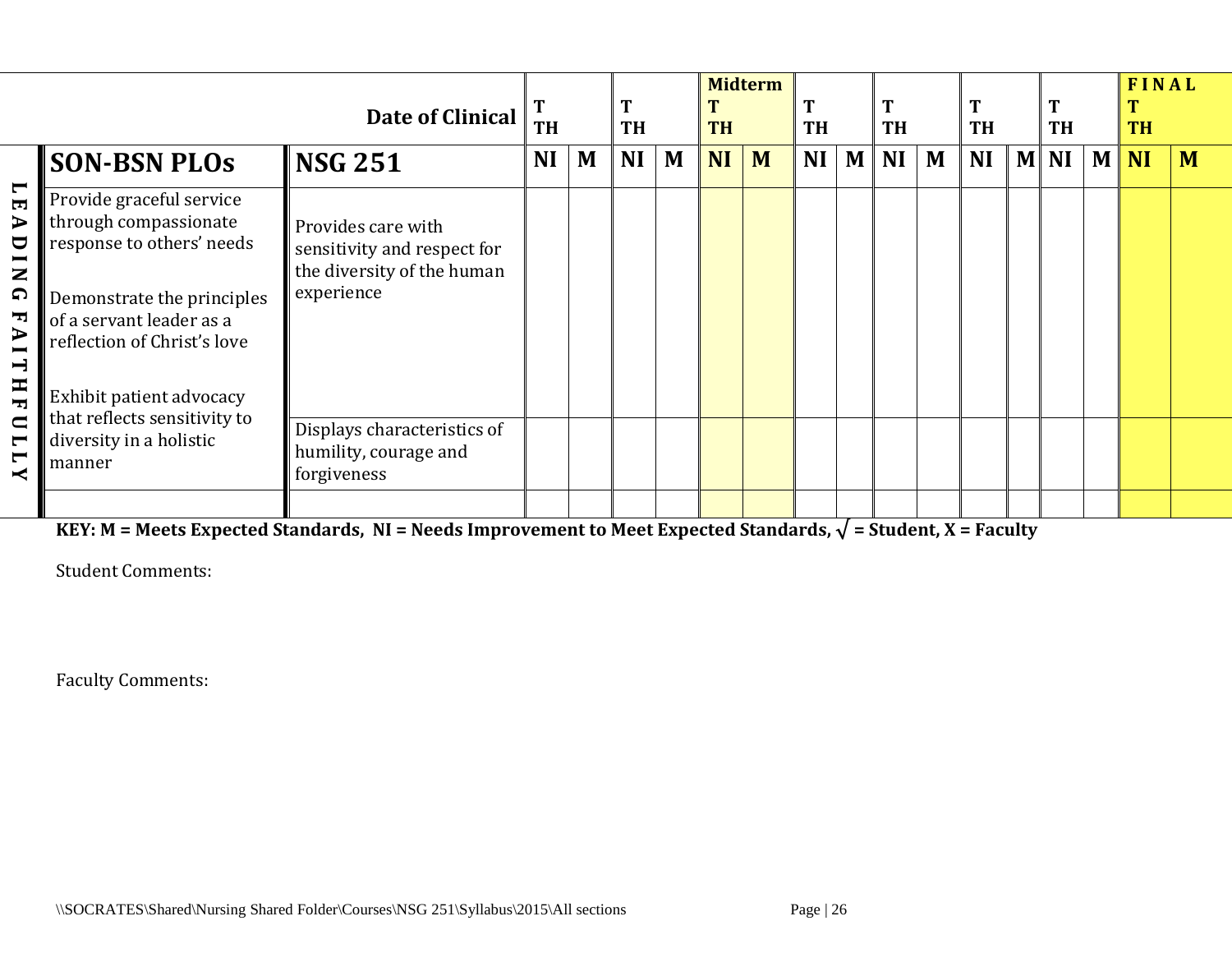| | | Date of Clinical | T TH | | T TH | | Midterm T TH | | T TH | | T TH | | T TH | | T TH | | FINAL T TH | |
|---|---|---|---|---|---|---|---|---|---|---|---|---|---|---|---|---|---|---|
| | **SON-BSN PLOs** | **NSG 251** | **NI** | **M** | **NI** | **M** | **NI** | **M** | **NI** | **M** | **NI** | **M** | **NI** | **M** | **NI** | **M** | **NI** | **M** |
| **LEADING FAITHFULLY** | Provide graceful service through compassionate response to others' needs<br><br>Demonstrate the principles of a servant leader as a reflection of Christ's love<br><br>Exhibit patient advocacy that reflects sensitivity to diversity in a holistic manner | Provides care with sensitivity and respect for the diversity of the human experience | | | | | | | | | | | | | | | | |
| | | Displays characteristics of humility, courage and forgiveness | | | | | | | | | | | | | | | | |
| | | | | | | | | | | | | | | | | | | |

**KEY: M = Meets Expected Standards, NI = Needs Improvement to Meet Expected Standards, √ = Student, X = Faculty**

Student Comments:

Faculty Comments:

\\SOCRATES\Shared\Nursing Shared Folder\Courses\NSG 251\Syllabus\2015\All sections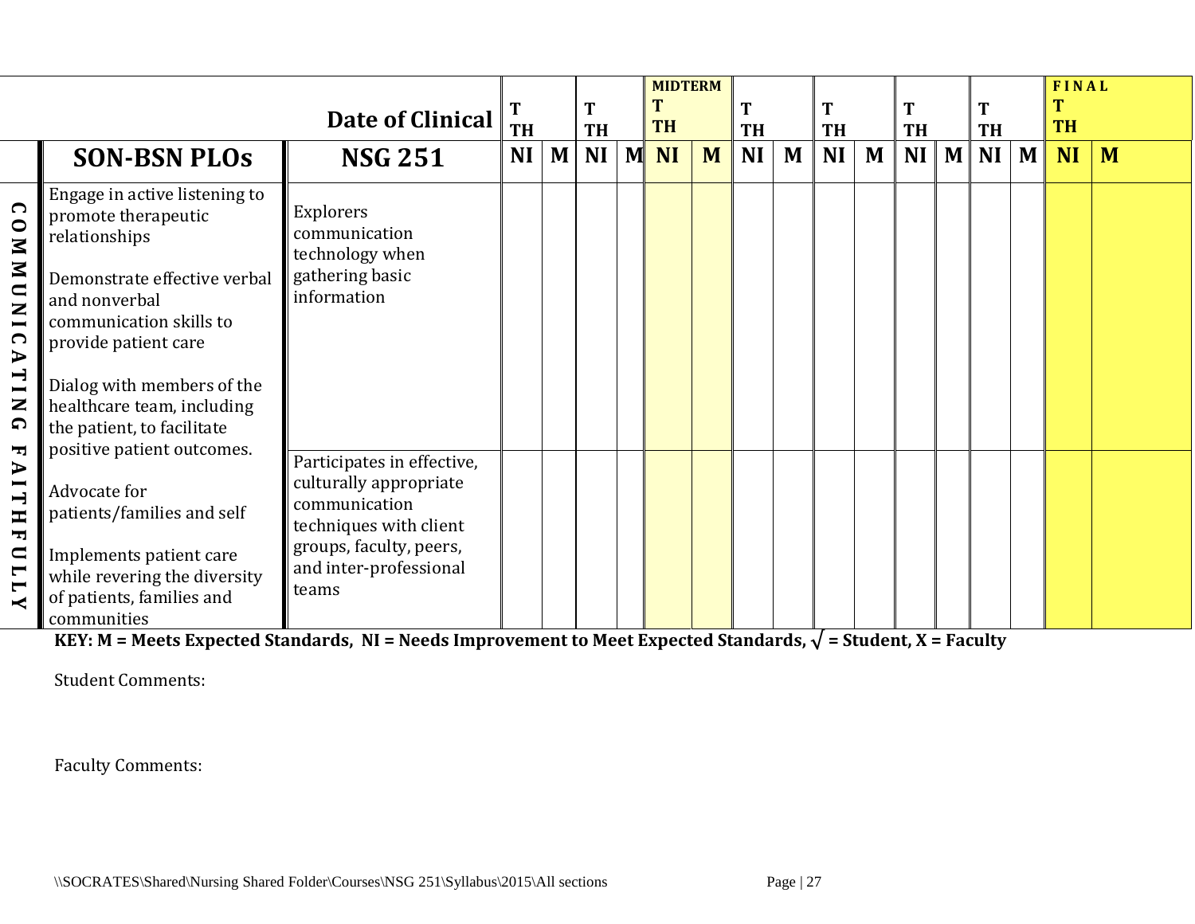| | | Date of Clinical | T TH | | T TH | | MIDTERM T TH | | T TH | | T TH | | T TH | | T TH | | FINAL T TH | |
|---|---|---|---|---|---|---|---|---|---|---|---|---|---|---|---|---|---|---|
| | **SON-BSN PLOs** | **NSG 251** | **NI** | **M** | **NI** | **M** | **NI** | **M** | **NI** | **M** | **NI** | **M** | **NI** | **M** | **NI** | **M** | **NI** | **M** |
| COMMUNICATING FAITHFULLY | Engage in active listening to promote therapeutic relationships<br><br>Demonstrate effective verbal and nonverbal communication skills to provide patient care<br><br>Dialog with members of the healthcare team, including the patient, to facilitate positive patient outcomes.<br><br>Advocate for patients/families and self<br><br>Implements patient care while revering the diversity of patients, families and communities | Explorers communication technology when gathering basic information | | | | | | | | | | | | | | | | |
| | | Participates in effective, culturally appropriate communication techniques with client groups, faculty, peers, and inter-professional teams | | | | | | | | | | | | | | | | |

**KEY: M = Meets Expected Standards, NI = Needs Improvement to Meet Expected Standards, √ = Student, X = Faculty**

Student Comments:

Faculty Comments:

\\SOCRATES\Shared\Nursing Shared Folder\Courses\NSG 251\Syllabus\2015\All sections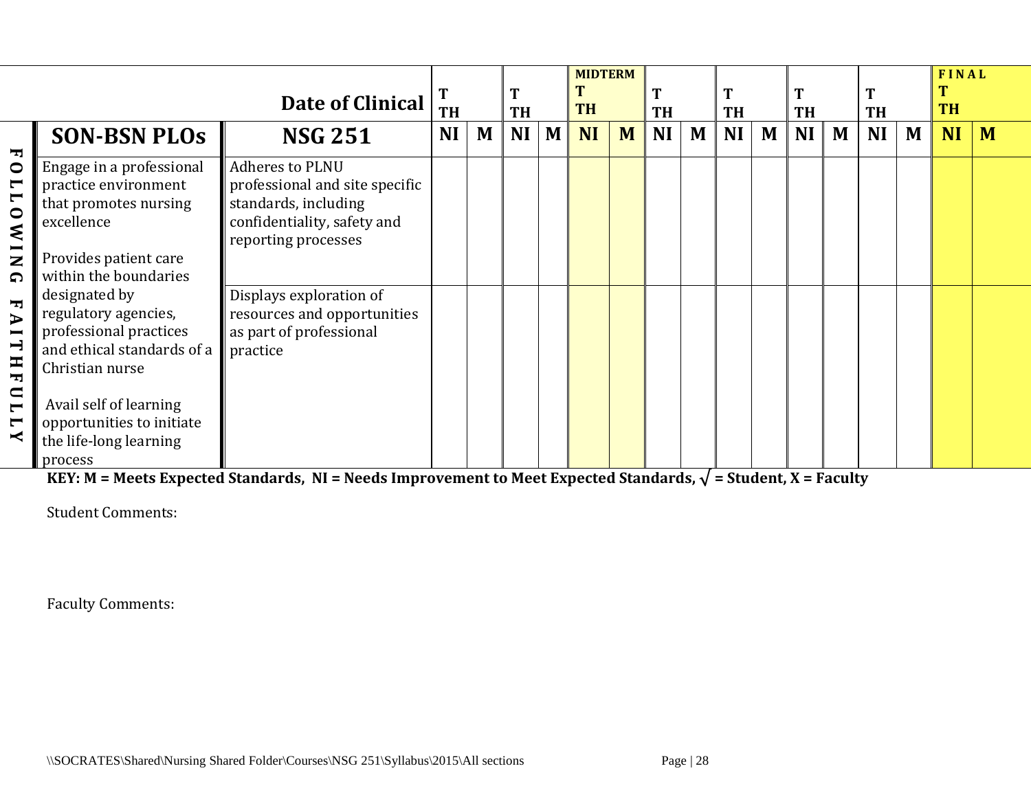| | Date of Clinical | T TH | | T TH | | MIDTERM T TH | | T TH | | T TH | | T TH | | T TH | | FINAL T TH | |
|---|---|---|---|---|---|---|---|---|---|---|---|---|---|---|---|---|---|
| **SON-BSN PLOs** | **NSG 251** | **NI** | **M** | **NI** | **M** | **NI** | **M** | **NI** | **M** | **NI** | **M** | **NI** | **M** | **NI** | **M** | **NI** | **M** |
| **FOLLOWING FAITHFULLY** Engage in a professional practice environment that promotes nursing excellence<br><br>Provides patient care within the boundaries designated by regulatory agencies, professional practices and ethical standards of a Christian nurse<br><br>Avail self of learning opportunities to initiate the life-long learning process | Adheres to PLNU professional and site specific standards, including confidentiality, safety and reporting processes | | | | | | | | | | | | | | | | |
| | Displays exploration of resources and opportunities as part of professional practice | | | | | | | | | | | | | | | | |

**KEY: M = Meets Expected Standards, NI = Needs Improvement to Meet Expected Standards, √ = Student, X = Faculty**

Student Comments:

Faculty Comments:

\\SOCRATES\Shared\Nursing Shared Folder\Courses\NSG 251\Syllabus\2015\All sections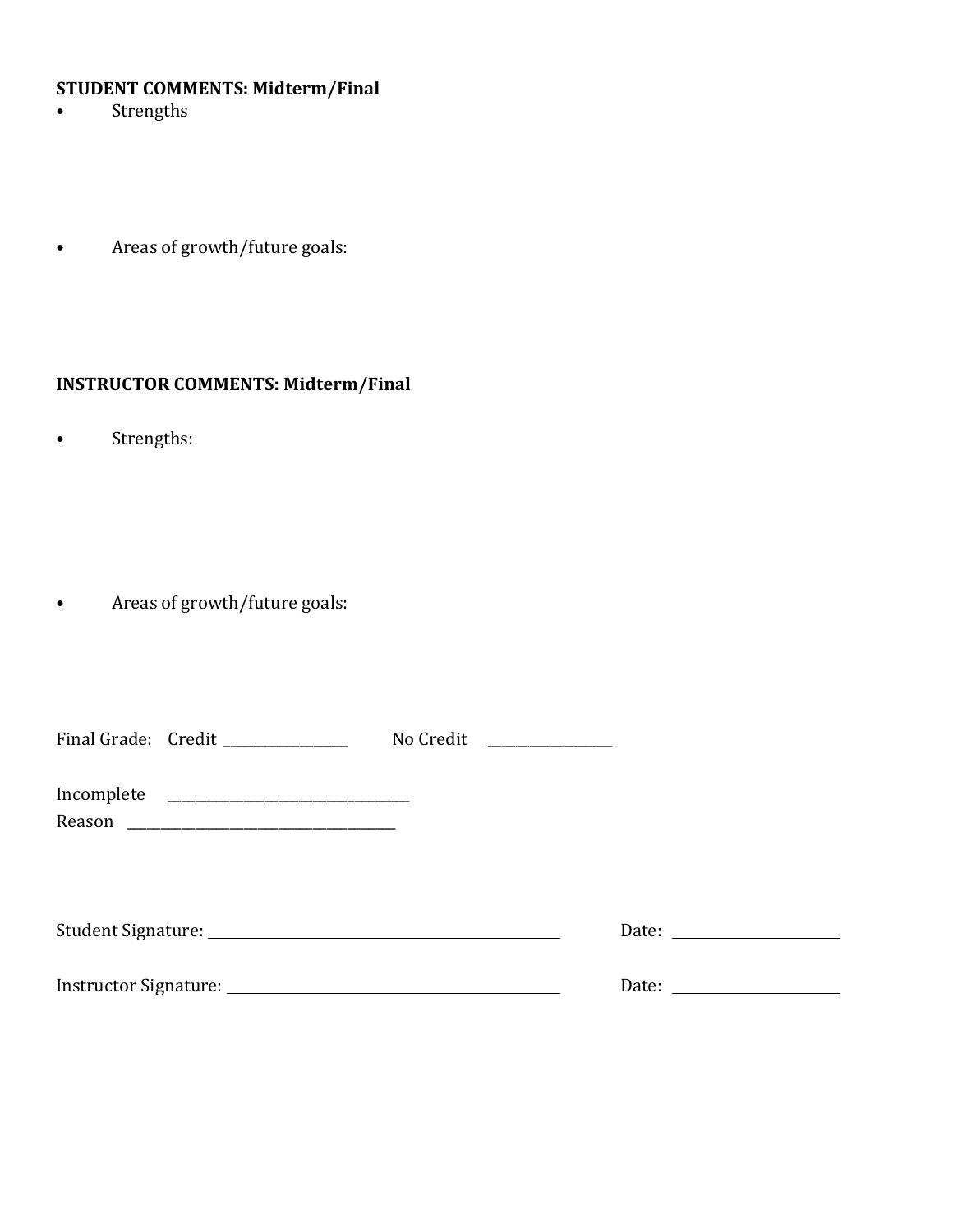**STUDENT COMMENTS: Midterm/Final**

- Strengths

- Areas of growth/future goals:

**INSTRUCTOR COMMENTS: Midterm/Final**

- Strengths:

- Areas of growth/future goals:

Final Grade: Credit ________________ No Credit ________________

Incomplete ________________________________

Reason ____________________________________

Student Signature: ________________________________ Date: ____________________

Instructor Signature: ________________________________ Date: ____________________